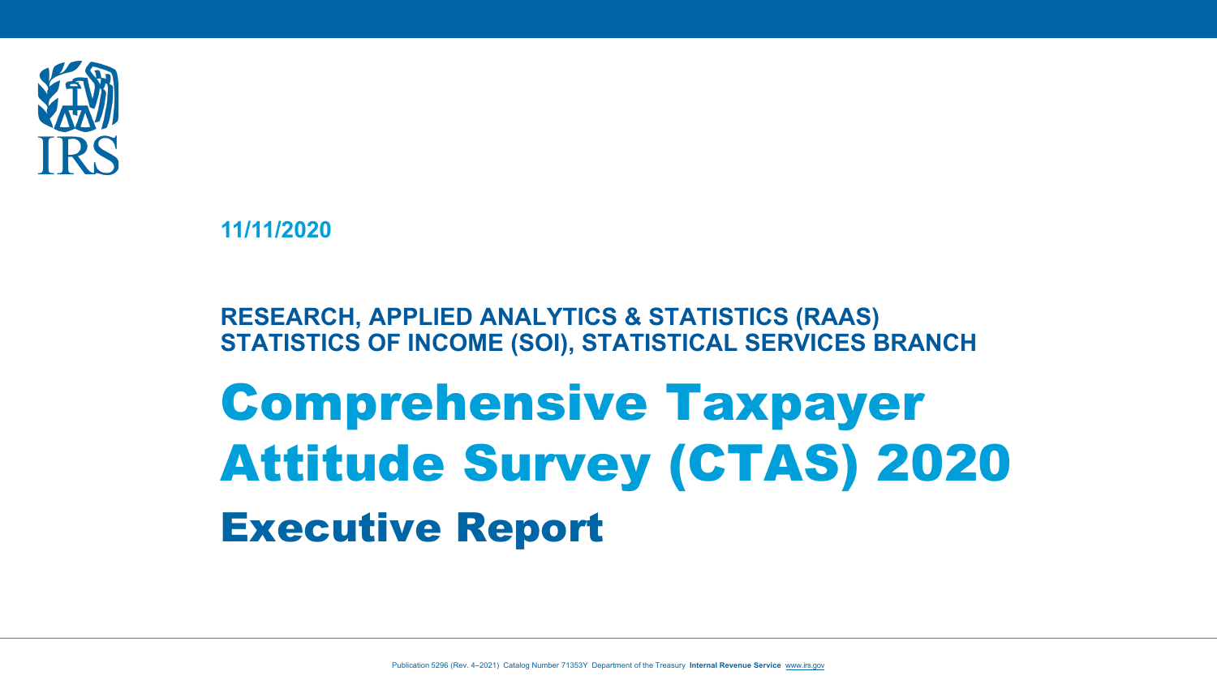11/11/2020

**RESEARCH, APPLIED ANALYTICS & STATISTICS (RAAS)**
**STATISTICS OF INCOME (SOI), STATISTICAL SERVICES BRANCH**

# Comprehensive Taxpayer Attitude Survey (CTAS) 2020

## Executive Report

Publication 5296 (Rev. 4–2021) Catalog Number 71353Y Department of the Treasury **Internal Revenue Service** www.irs.gov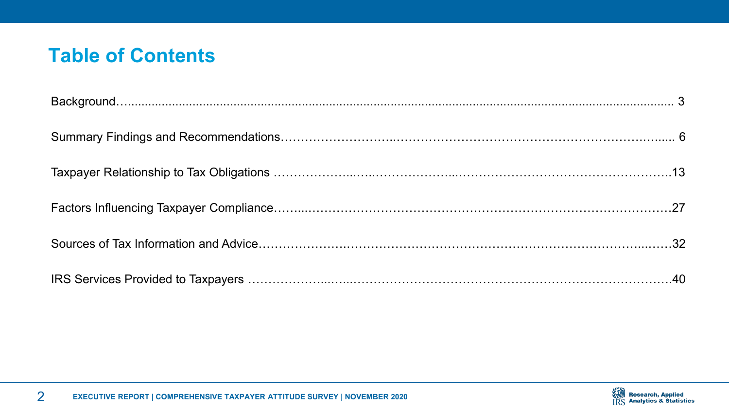# Table of Contents

| Section | Page |
|---|---|
| Background | 3 |
| Summary Findings and Recommendations | 6 |
| Taxpayer Relationship to Tax Obligations | 13 |
| Factors Influencing Taxpayer Compliance | 27 |
| Sources of Tax Information and Advice | 32 |
| IRS Services Provided to Taxpayers | 40 |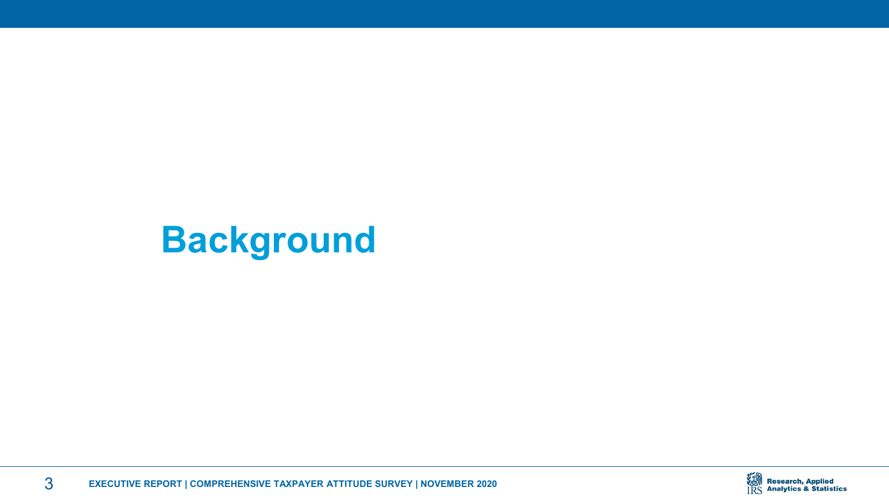# Background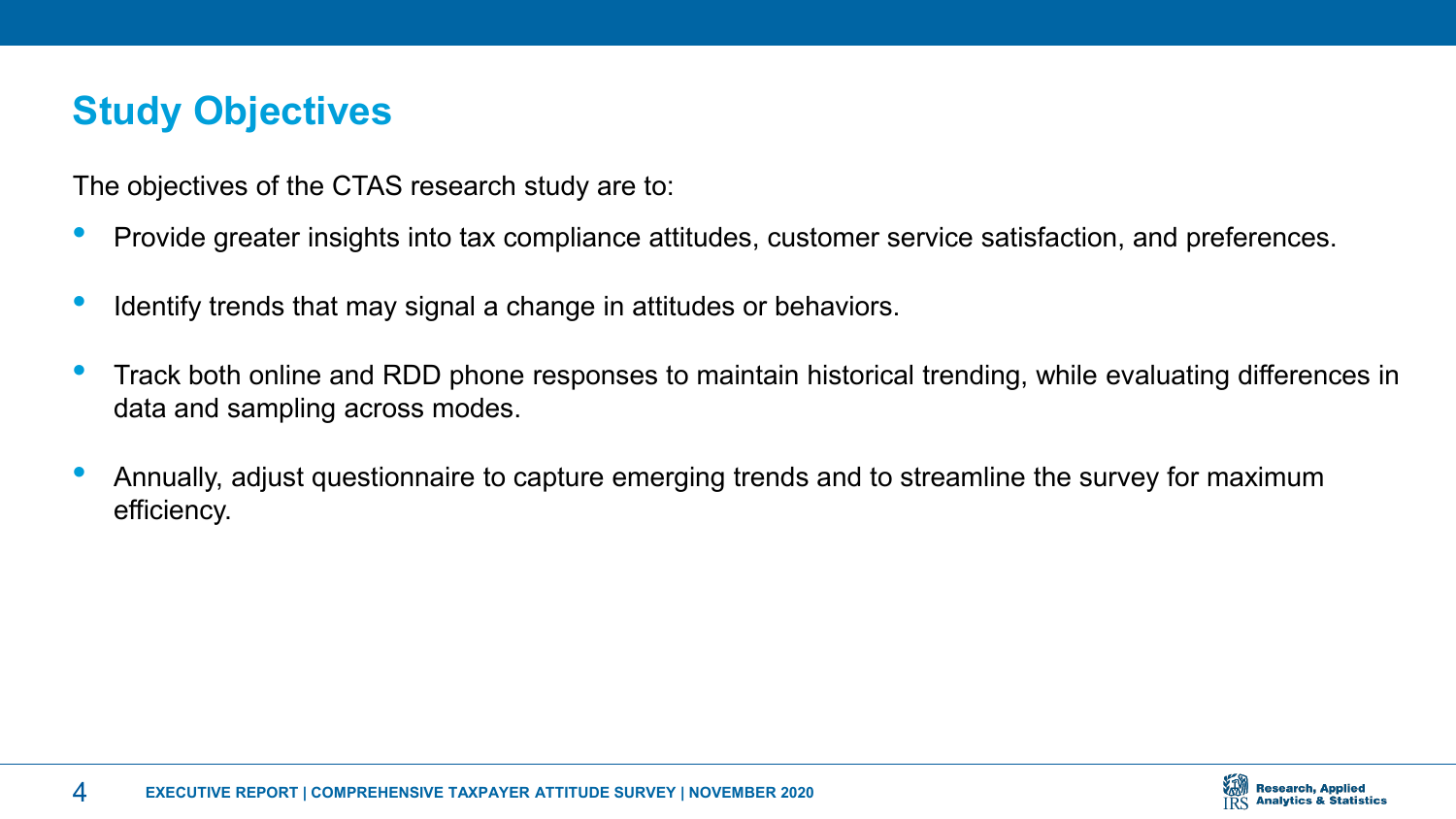## Study Objectives

The objectives of the CTAS research study are to:

- Provide greater insights into tax compliance attitudes, customer service satisfaction, and preferences.
- Identify trends that may signal a change in attitudes or behaviors.
- Track both online and RDD phone responses to maintain historical trending, while evaluating differences in data and sampling across modes.
- Annually, adjust questionnaire to capture emerging trends and to streamline the survey for maximum efficiency.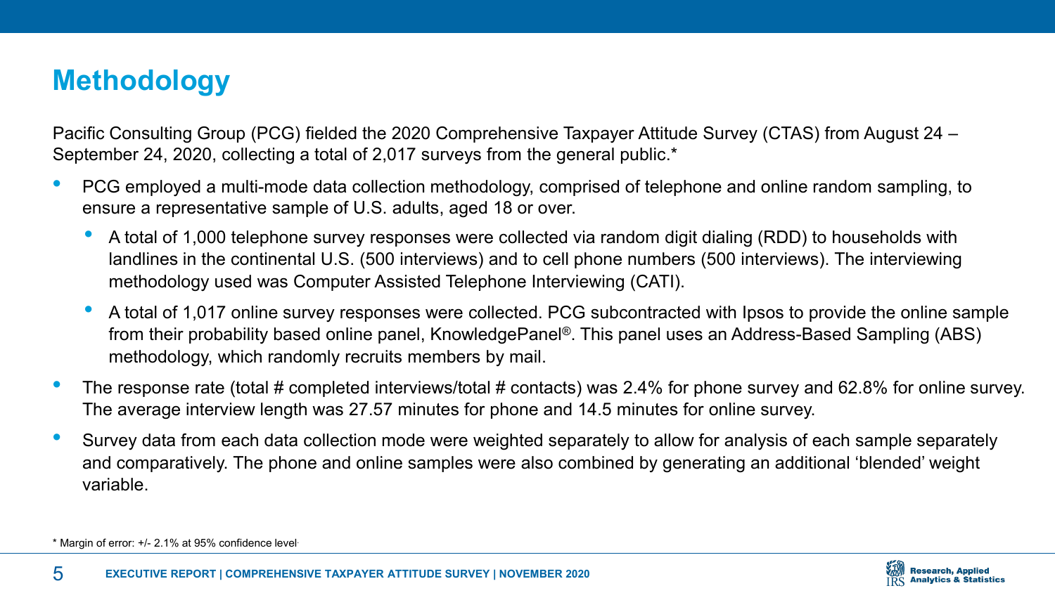# Methodology

Pacific Consulting Group (PCG) fielded the 2020 Comprehensive Taxpayer Attitude Survey (CTAS) from August 24 – September 24, 2020, collecting a total of 2,017 surveys from the general public.*

- PCG employed a multi-mode data collection methodology, comprised of telephone and online random sampling, to ensure a representative sample of U.S. adults, aged 18 or over.
  - A total of 1,000 telephone survey responses were collected via random digit dialing (RDD) to households with landlines in the continental U.S. (500 interviews) and to cell phone numbers (500 interviews). The interviewing methodology used was Computer Assisted Telephone Interviewing (CATI).
  - A total of 1,017 online survey responses were collected. PCG subcontracted with Ipsos to provide the online sample from their probability based online panel, KnowledgePanel®. This panel uses an Address-Based Sampling (ABS) methodology, which randomly recruits members by mail.
- The response rate (total # completed interviews/total # contacts) was 2.4% for phone survey and 62.8% for online survey. The average interview length was 27.57 minutes for phone and 14.5 minutes for online survey.
- Survey data from each data collection mode were weighted separately to allow for analysis of each sample separately and comparatively. The phone and online samples were also combined by generating an additional 'blended' weight variable.

* Margin of error: +/- 2.1% at 95% confidence level.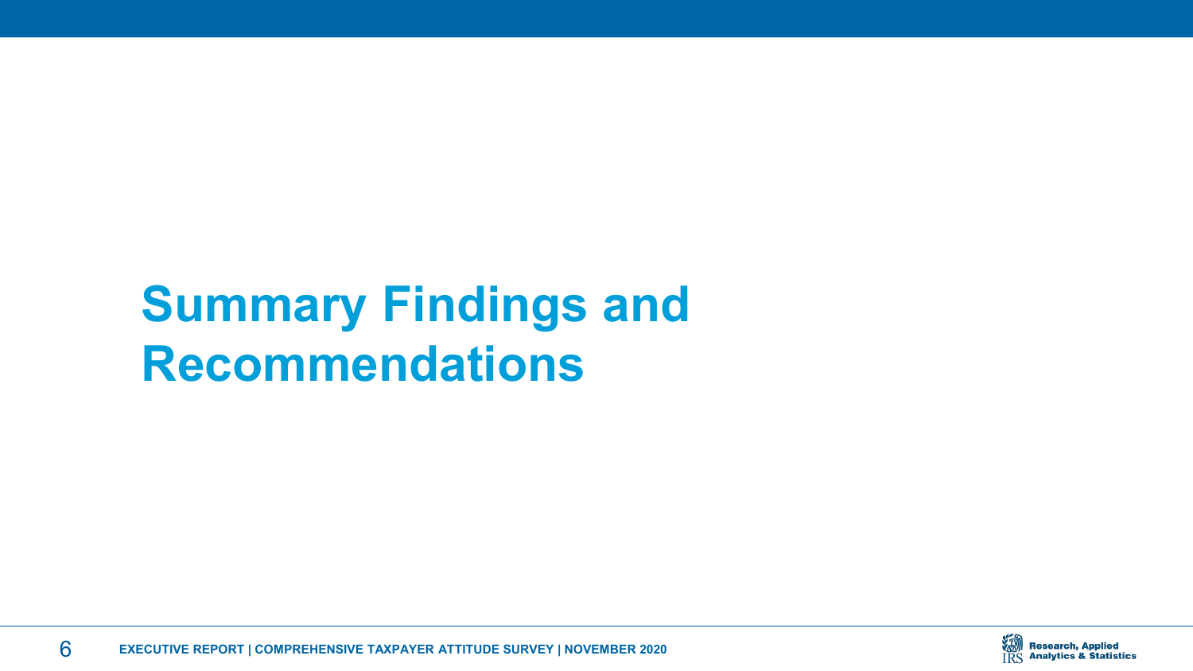# Summary Findings and Recommendations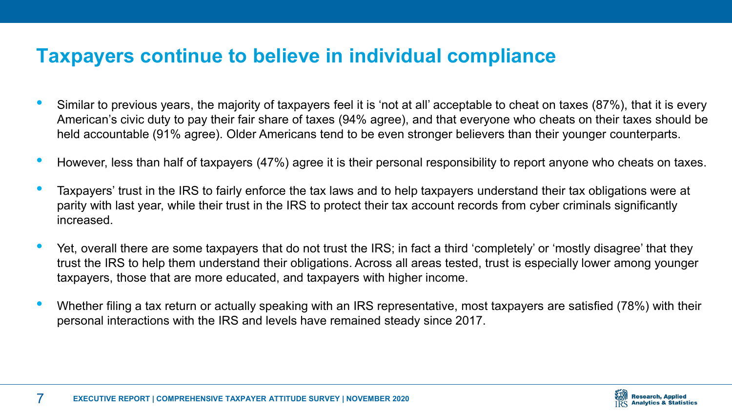# Taxpayers continue to believe in individual compliance

- Similar to previous years, the majority of taxpayers feel it is 'not at all' acceptable to cheat on taxes (87%), that it is every American's civic duty to pay their fair share of taxes (94% agree), and that everyone who cheats on their taxes should be held accountable (91% agree). Older Americans tend to be even stronger believers than their younger counterparts.
- However, less than half of taxpayers (47%) agree it is their personal responsibility to report anyone who cheats on taxes.
- Taxpayers' trust in the IRS to fairly enforce the tax laws and to help taxpayers understand their tax obligations were at parity with last year, while their trust in the IRS to protect their tax account records from cyber criminals significantly increased.
- Yet, overall there are some taxpayers that do not trust the IRS; in fact a third 'completely' or 'mostly disagree' that they trust the IRS to help them understand their obligations. Across all areas tested, trust is especially lower among younger taxpayers, those that are more educated, and taxpayers with higher income.
- Whether filing a tax return or actually speaking with an IRS representative, most taxpayers are satisfied (78%) with their personal interactions with the IRS and levels have remained steady since 2017.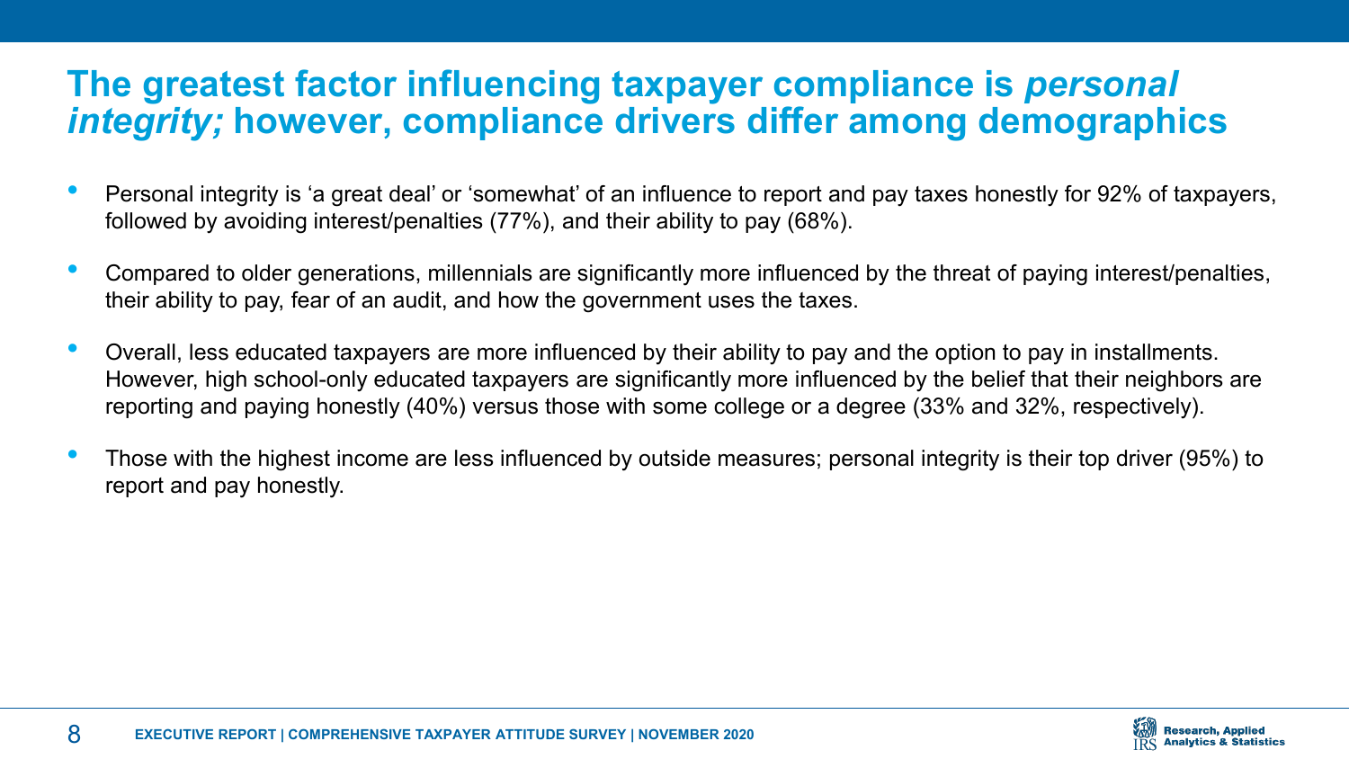## The greatest factor influencing taxpayer compliance is *personal integrity;* however, compliance drivers differ among demographics

- Personal integrity is ‘a great deal’ or ‘somewhat’ of an influence to report and pay taxes honestly for 92% of taxpayers, followed by avoiding interest/penalties (77%), and their ability to pay (68%).
- Compared to older generations, millennials are significantly more influenced by the threat of paying interest/penalties, their ability to pay, fear of an audit, and how the government uses the taxes.
- Overall, less educated taxpayers are more influenced by their ability to pay and the option to pay in installments. However, high school-only educated taxpayers are significantly more influenced by the belief that their neighbors are reporting and paying honestly (40%) versus those with some college or a degree (33% and 32%, respectively).
- Those with the highest income are less influenced by outside measures; personal integrity is their top driver (95%) to report and pay honestly.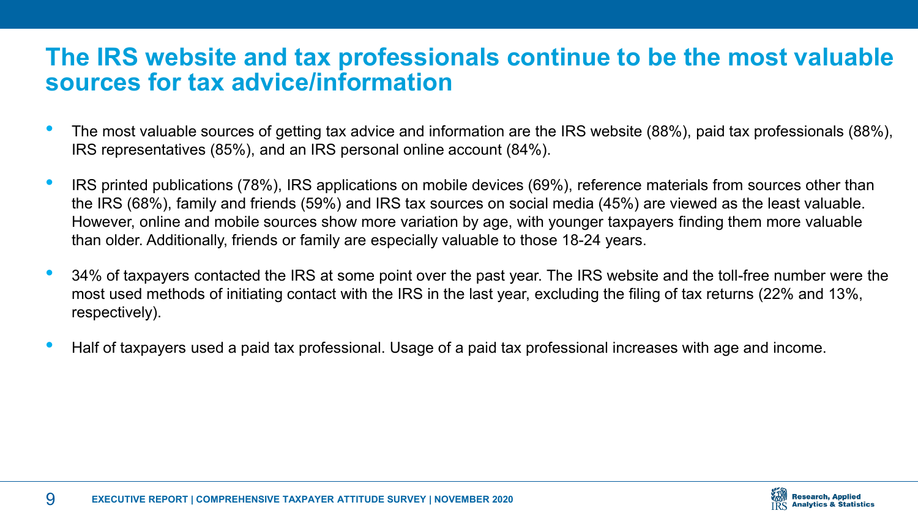# The IRS website and tax professionals continue to be the most valuable sources for tax advice/information

- The most valuable sources of getting tax advice and information are the IRS website (88%), paid tax professionals (88%), IRS representatives (85%), and an IRS personal online account (84%).
- IRS printed publications (78%), IRS applications on mobile devices (69%), reference materials from sources other than the IRS (68%), family and friends (59%) and IRS tax sources on social media (45%) are viewed as the least valuable. However, online and mobile sources show more variation by age, with younger taxpayers finding them more valuable than older. Additionally, friends or family are especially valuable to those 18-24 years.
- 34% of taxpayers contacted the IRS at some point over the past year. The IRS website and the toll-free number were the most used methods of initiating contact with the IRS in the last year, excluding the filing of tax returns (22% and 13%, respectively).
- Half of taxpayers used a paid tax professional. Usage of a paid tax professional increases with age and income.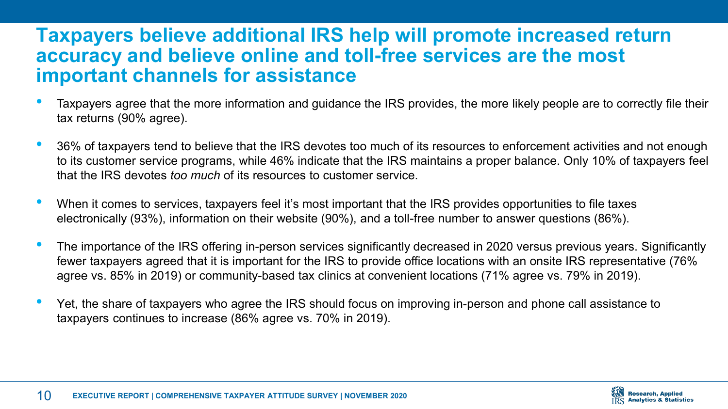# Taxpayers believe additional IRS help will promote increased return accuracy and believe online and toll-free services are the most important channels for assistance

- Taxpayers agree that the more information and guidance the IRS provides, the more likely people are to correctly file their tax returns (90% agree).
- 36% of taxpayers tend to believe that the IRS devotes too much of its resources to enforcement activities and not enough to its customer service programs, while 46% indicate that the IRS maintains a proper balance. Only 10% of taxpayers feel that the IRS devotes *too much* of its resources to customer service.
- When it comes to services, taxpayers feel it's most important that the IRS provides opportunities to file taxes electronically (93%), information on their website (90%), and a toll-free number to answer questions (86%).
- The importance of the IRS offering in-person services significantly decreased in 2020 versus previous years. Significantly fewer taxpayers agreed that it is important for the IRS to provide office locations with an onsite IRS representative (76% agree vs. 85% in 2019) or community-based tax clinics at convenient locations (71% agree vs. 79% in 2019).
- Yet, the share of taxpayers who agree the IRS should focus on improving in-person and phone call assistance to taxpayers continues to increase (86% agree vs. 70% in 2019).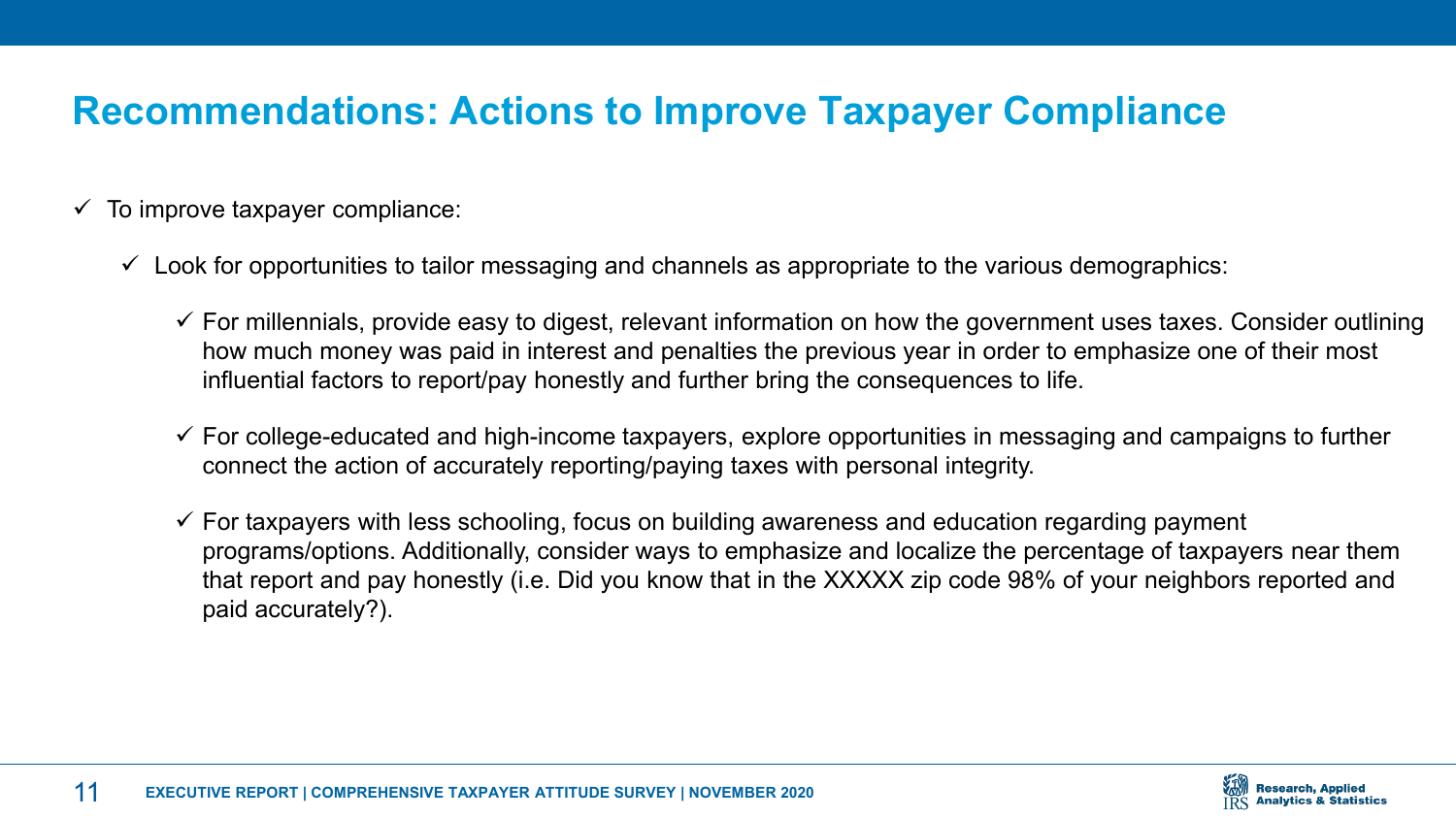## Recommendations: Actions to Improve Taxpayer Compliance

- ✓ To improve taxpayer compliance:
  - ✓ Look for opportunities to tailor messaging and channels as appropriate to the various demographics:
    - ✓ For millennials, provide easy to digest, relevant information on how the government uses taxes. Consider outlining how much money was paid in interest and penalties the previous year in order to emphasize one of their most influential factors to report/pay honestly and further bring the consequences to life.
    - ✓ For college-educated and high-income taxpayers, explore opportunities in messaging and campaigns to further connect the action of accurately reporting/paying taxes with personal integrity.
    - ✓ For taxpayers with less schooling, focus on building awareness and education regarding payment programs/options. Additionally, consider ways to emphasize and localize the percentage of taxpayers near them that report and pay honestly (i.e. Did you know that in the XXXXX zip code 98% of your neighbors reported and paid accurately?).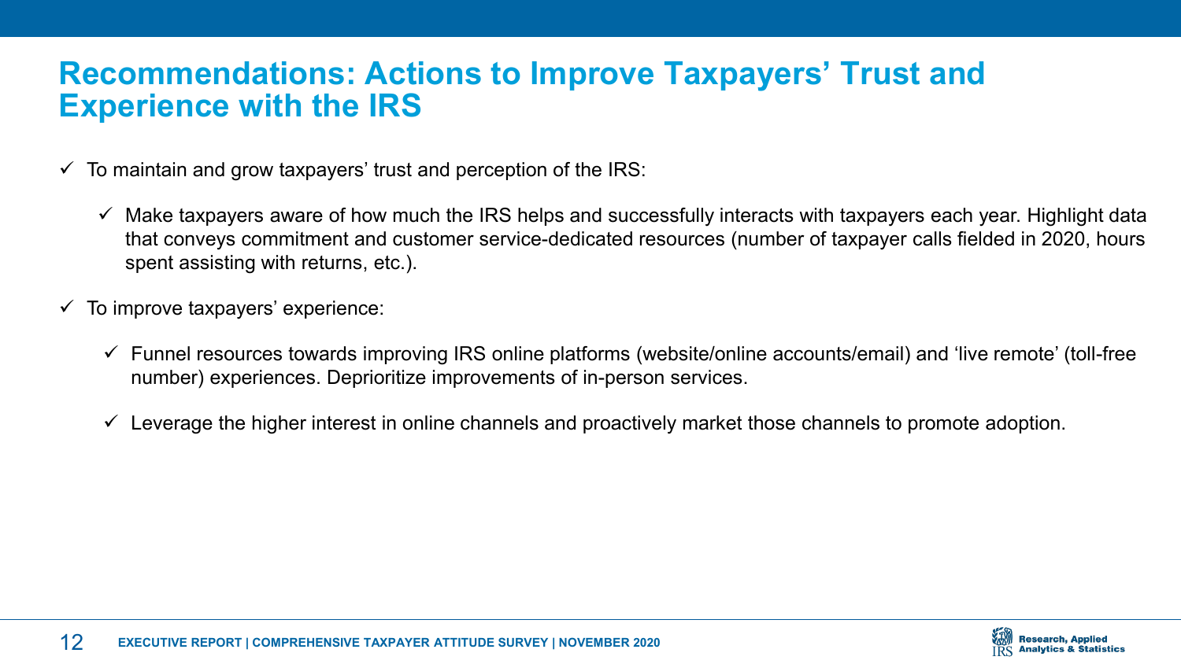# Recommendations: Actions to Improve Taxpayers' Trust and Experience with the IRS

- ✓ To maintain and grow taxpayers' trust and perception of the IRS:
  - ✓ Make taxpayers aware of how much the IRS helps and successfully interacts with taxpayers each year. Highlight data that conveys commitment and customer service-dedicated resources (number of taxpayer calls fielded in 2020, hours spent assisting with returns, etc.).
- ✓ To improve taxpayers' experience:
  - ✓ Funnel resources towards improving IRS online platforms (website/online accounts/email) and 'live remote' (toll-free number) experiences. Deprioritize improvements of in-person services.
  - ✓ Leverage the higher interest in online channels and proactively market those channels to promote adoption.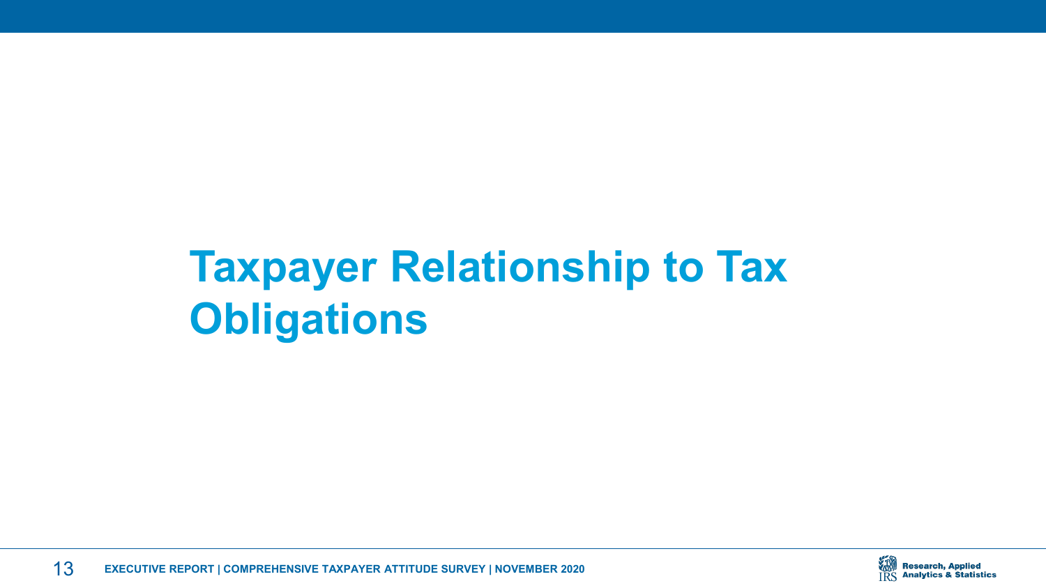# Taxpayer Relationship to Tax Obligations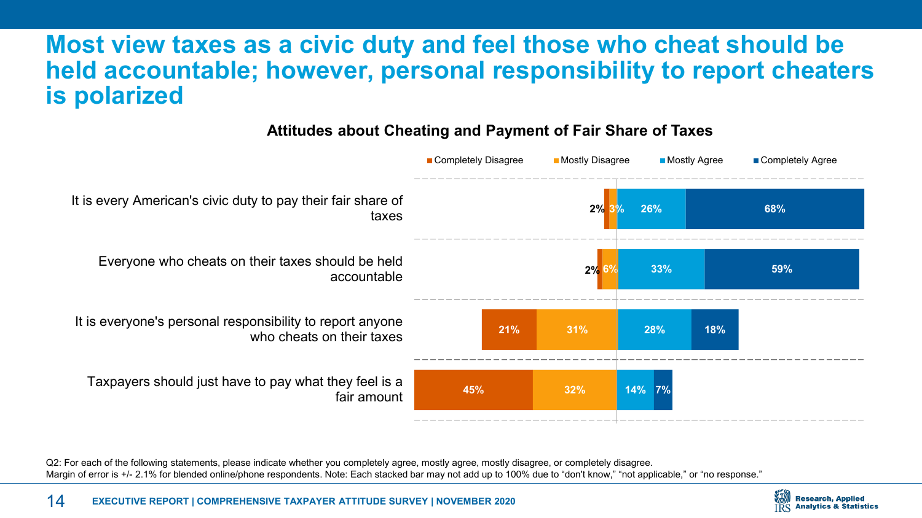# Most view taxes as a civic duty and feel those who cheat should be held accountable; however, personal responsibility to report cheaters is polarized

**Attitudes about Cheating and Payment of Fair Share of Taxes**

| Statement | Completely Disagree | Mostly Disagree | Mostly Agree | Completely Agree |
|---|---|---|---|---|
| It is every American's civic duty to pay their fair share of taxes | 2% | 3% | 26% | 68% |
| Everyone who cheats on their taxes should be held accountable | 2% | 6% | 33% | 59% |
| It is everyone's personal responsibility to report anyone who cheats on their taxes | 21% | 31% | 28% | 18% |
| Taxpayers should just have to pay what they feel is a fair amount | 45% | 32% | 14% | 7% |

Q2: For each of the following statements, please indicate whether you completely agree, mostly agree, mostly disagree, or completely disagree.
Margin of error is +/- 2.1% for blended online/phone respondents. Note: Each stacked bar may not add up to 100% due to "don't know," "not applicable," or "no response."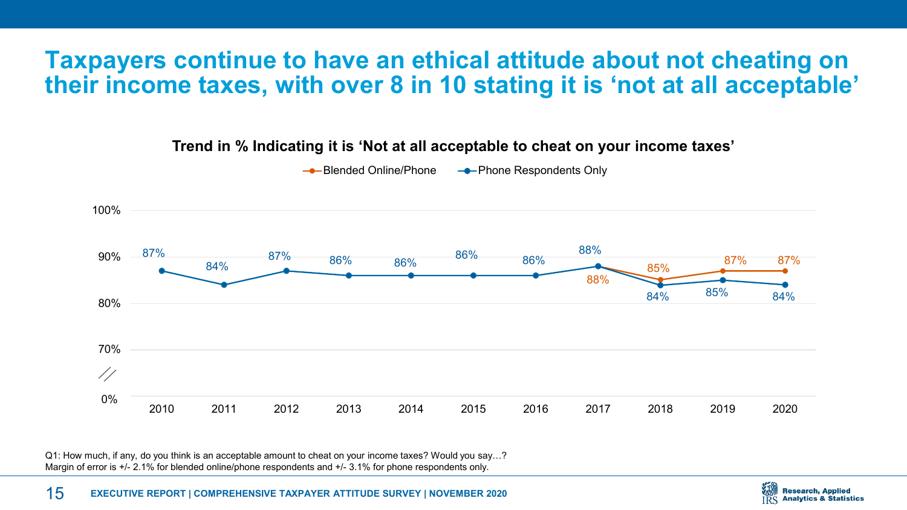# Taxpayers continue to have an ethical attitude about not cheating on their income taxes, with over 8 in 10 stating it is 'not at all acceptable'

**Trend in % Indicating it is 'Not at all acceptable to cheat on your income taxes'**

| | 2010 | 2011 | 2012 | 2013 | 2014 | 2015 | 2016 | 2017 | 2018 | 2019 | 2020 |
|---|---|---|---|---|---|---|---|---|---|---|---|
| Blended Online/Phone | | | | | | | | 88% | 85% | 87% | 87% |
| Phone Respondents Only | 87% | 84% | 87% | 86% | 86% | 86% | 86% | 88% | 84% | 85% | 84% |

Q1: How much, if any, do you think is an acceptable amount to cheat on your income taxes? Would you say…?
Margin of error is +/- 2.1% for blended online/phone respondents and +/- 3.1% for phone respondents only.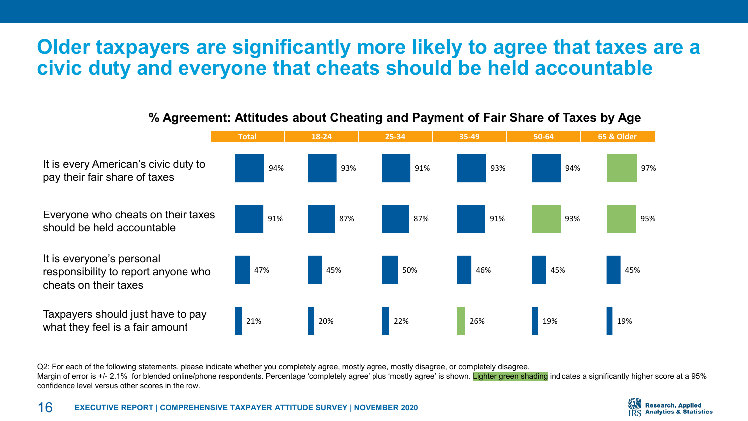# Older taxpayers are significantly more likely to agree that taxes are a civic duty and everyone that cheats should be held accountable

**% Agreement: Attitudes about Cheating and Payment of Fair Share of Taxes by Age**

| | Total | 18-24 | 25-34 | 35-49 | 50-64 | 65 & Older |
|---|---|---|---|---|---|---|
| It is every American's civic duty to pay their fair share of taxes | 94% | 93% | 91% | 93% | 94% | 97% |
| Everyone who cheats on their taxes should be held accountable | 91% | 87% | 87% | 91% | 93% | 95% |
| It is everyone's personal responsibility to report anyone who cheats on their taxes | 47% | 45% | 50% | 46% | 45% | 45% |
| Taxpayers should just have to pay what they feel is a fair amount | 21% | 20% | 22% | 26% | 19% | 19% |

Q2: For each of the following statements, please indicate whether you completely agree, mostly agree, mostly disagree, or completely disagree.
Margin of error is +/- 2.1% for blended online/phone respondents. Percentage 'completely agree' plus 'mostly agree' is shown. Lighter green shading indicates a significantly higher score at a 95% confidence level versus other scores in the row.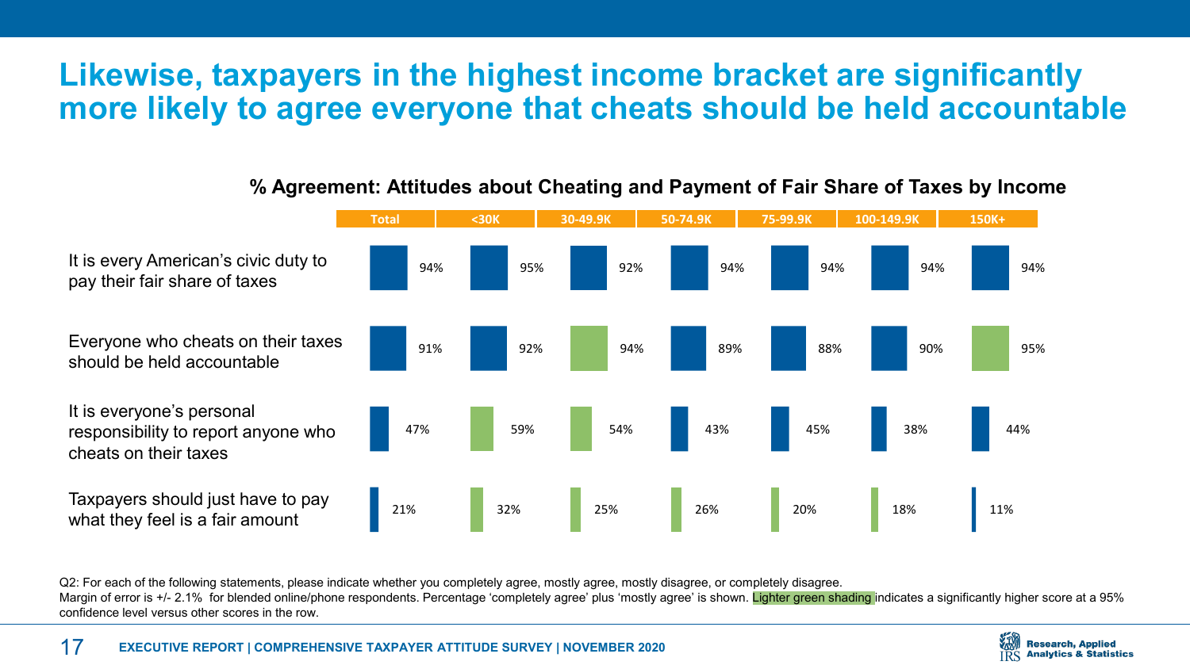# Likewise, taxpayers in the highest income bracket are significantly more likely to agree everyone that cheats should be held accountable

**% Agreement: Attitudes about Cheating and Payment of Fair Share of Taxes by Income**

| | Total | <30K | 30-49.9K | 50-74.9K | 75-99.9K | 100-149.9K | 150K+ |
|---|---|---|---|---|---|---|---|
| It is every American's civic duty to pay their fair share of taxes | 94% | 95% | 92% | 94% | 94% | 94% | 94% |
| Everyone who cheats on their taxes should be held accountable | 91% | 92% | 94% | 89% | 88% | 90% | 95% |
| It is everyone's personal responsibility to report anyone who cheats on their taxes | 47% | 59% | 54% | 43% | 45% | 38% | 44% |
| Taxpayers should just have to pay what they feel is a fair amount | 21% | 32% | 25% | 26% | 20% | 18% | 11% |

Q2: For each of the following statements, please indicate whether you completely agree, mostly agree, mostly disagree, or completely disagree.
Margin of error is +/- 2.1% for blended online/phone respondents. Percentage 'completely agree' plus 'mostly agree' is shown. Lighter green shading indicates a significantly higher score at a 95% confidence level versus other scores in the row.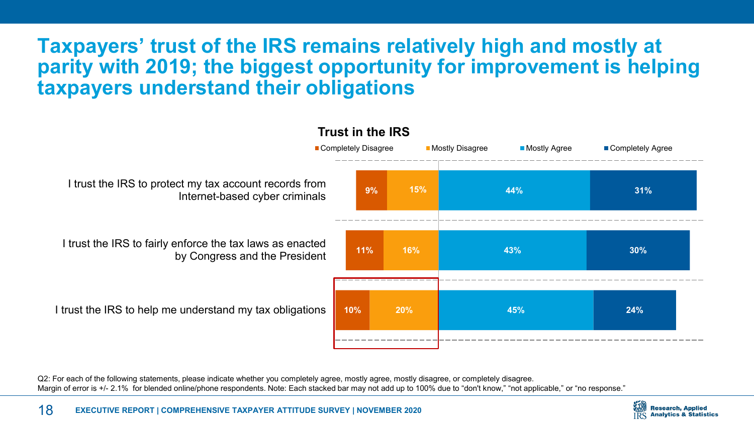# Taxpayers' trust of the IRS remains relatively high and mostly at parity with 2019; the biggest opportunity for improvement is helping taxpayers understand their obligations

**Trust in the IRS**

| Statement | Completely Disagree | Mostly Disagree | Mostly Agree | Completely Agree |
|---|---|---|---|---|
| I trust the IRS to protect my tax account records from Internet-based cyber criminals | 9% | 15% | 44% | 31% |
| I trust the IRS to fairly enforce the tax laws as enacted by Congress and the President | 11% | 16% | 43% | 30% |
| I trust the IRS to help me understand my tax obligations | 10% | 20% | 45% | 24% |

Q2: For each of the following statements, please indicate whether you completely agree, mostly agree, mostly disagree, or completely disagree.
Margin of error is +/- 2.1% for blended online/phone respondents. Note: Each stacked bar may not add up to 100% due to "don't know," "not applicable," or "no response."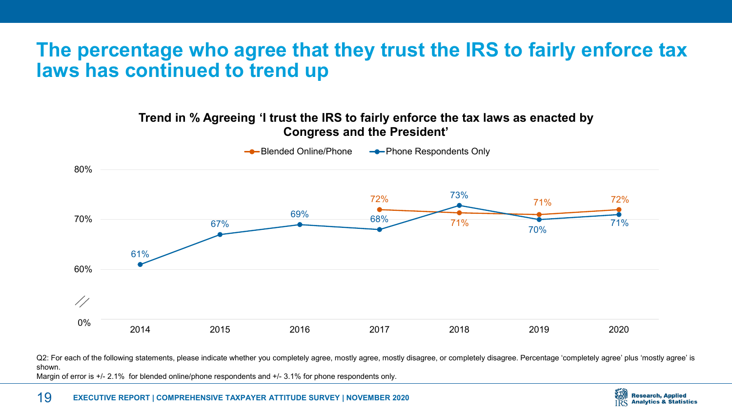# The percentage who agree that they trust the IRS to fairly enforce tax laws has continued to trend up

**Trend in % Agreeing 'I trust the IRS to fairly enforce the tax laws as enacted by Congress and the President'**

| Year | Blended Online/Phone | Phone Respondents Only |
|---|---|---|
| 2014 | | 61% |
| 2015 | | 67% |
| 2016 | | 69% |
| 2017 | 72% | 68% |
| 2018 | 71% | 73% |
| 2019 | 71% | 70% |
| 2020 | 72% | 71% |

Q2: For each of the following statements, please indicate whether you completely agree, mostly agree, mostly disagree, or completely disagree. Percentage 'completely agree' plus 'mostly agree' is shown.

Margin of error is +/- 2.1% for blended online/phone respondents and +/- 3.1% for phone respondents only.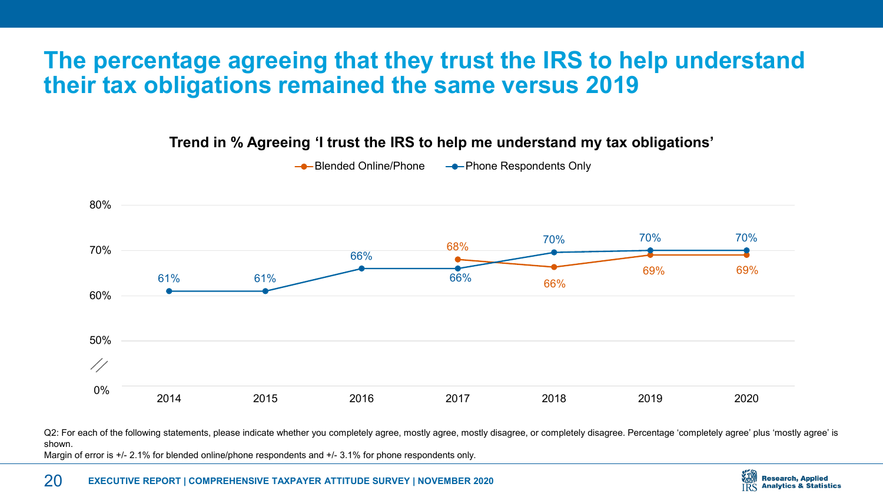# The percentage agreeing that they trust the IRS to help understand their tax obligations remained the same versus 2019

**Trend in % Agreeing 'I trust the IRS to help me understand my tax obligations'**

| Year | Blended Online/Phone | Phone Respondents Only |
|---|---|---|
| 2014 | | 61% |
| 2015 | | 61% |
| 2016 | | 66% |
| 2017 | 68% | 66% |
| 2018 | 66% | 70% |
| 2019 | 69% | 70% |
| 2020 | 69% | 70% |

Q2: For each of the following statements, please indicate whether you completely agree, mostly agree, mostly disagree, or completely disagree. Percentage 'completely agree' plus 'mostly agree' is shown.

Margin of error is +/- 2.1% for blended online/phone respondents and +/- 3.1% for phone respondents only.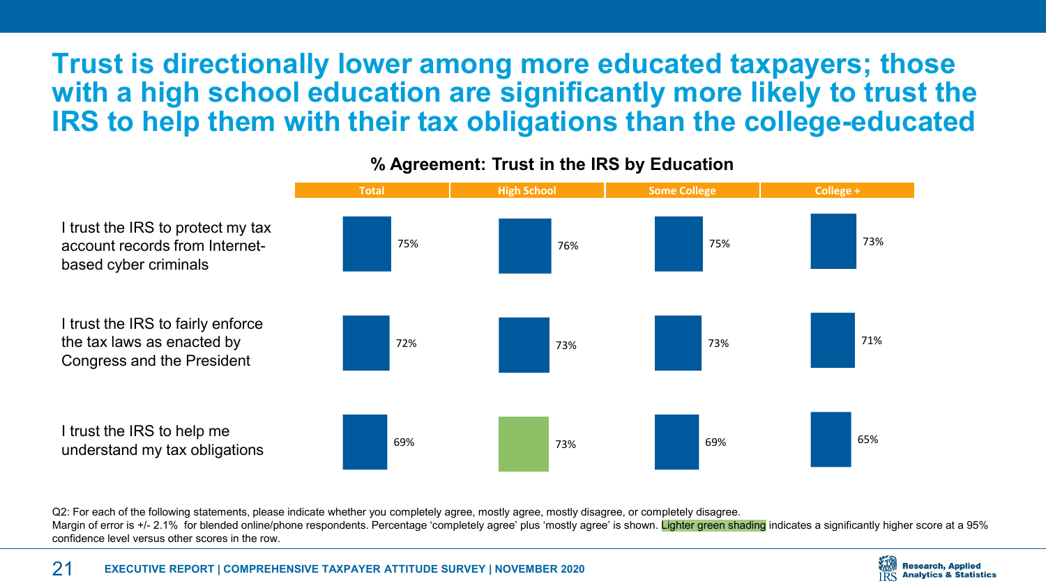# Trust is directionally lower among more educated taxpayers; those with a high school education are significantly more likely to trust the IRS to help them with their tax obligations than the college-educated

**% Agreement: Trust in the IRS by Education**

| | Total | High School | Some College | College + |
|---|---|---|---|---|
| I trust the IRS to protect my tax account records from Internet-based cyber criminals | 75% | 76% | 75% | 73% |
| I trust the IRS to fairly enforce the tax laws as enacted by Congress and the President | 72% | 73% | 73% | 71% |
| I trust the IRS to help me understand my tax obligations | 69% | **73%** | 69% | 65% |

Q2: For each of the following statements, please indicate whether you completely agree, mostly agree, mostly disagree, or completely disagree.
Margin of error is +/- 2.1% for blended online/phone respondents. Percentage 'completely agree' plus 'mostly agree' is shown. Lighter green shading indicates a significantly higher score at a 95% confidence level versus other scores in the row.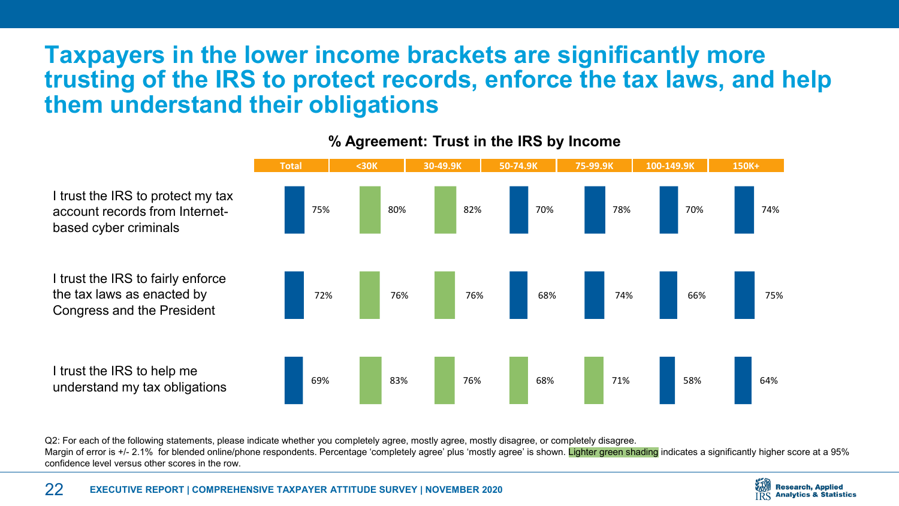# Taxpayers in the lower income brackets are significantly more trusting of the IRS to protect records, enforce the tax laws, and help them understand their obligations

**% Agreement: Trust in the IRS by Income**

| | Total | <30K | 30-49.9K | 50-74.9K | 75-99.9K | 100-149.9K | 150K+ |
|---|---|---|---|---|---|---|---|
| I trust the IRS to protect my tax account records from Internet-based cyber criminals | 75% | 80% | 82% | 70% | 78% | 70% | 74% |
| I trust the IRS to fairly enforce the tax laws as enacted by Congress and the President | 72% | 76% | 76% | 68% | 74% | 66% | 75% |
| I trust the IRS to help me understand my tax obligations | 69% | 83% | 76% | 68% | 71% | 58% | 64% |

Significantly higher (lighter green shading): <30K and 30-49.9K in rows 1 and 2; <30K, 30-49.9K, 50-74.9K and 75-99.9K in row 3.

Q2: For each of the following statements, please indicate whether you completely agree, mostly agree, mostly disagree, or completely disagree.
Margin of error is +/- 2.1% for blended online/phone respondents. Percentage 'completely agree' plus 'mostly agree' is shown. Lighter green shading indicates a significantly higher score at a 95% confidence level versus other scores in the row.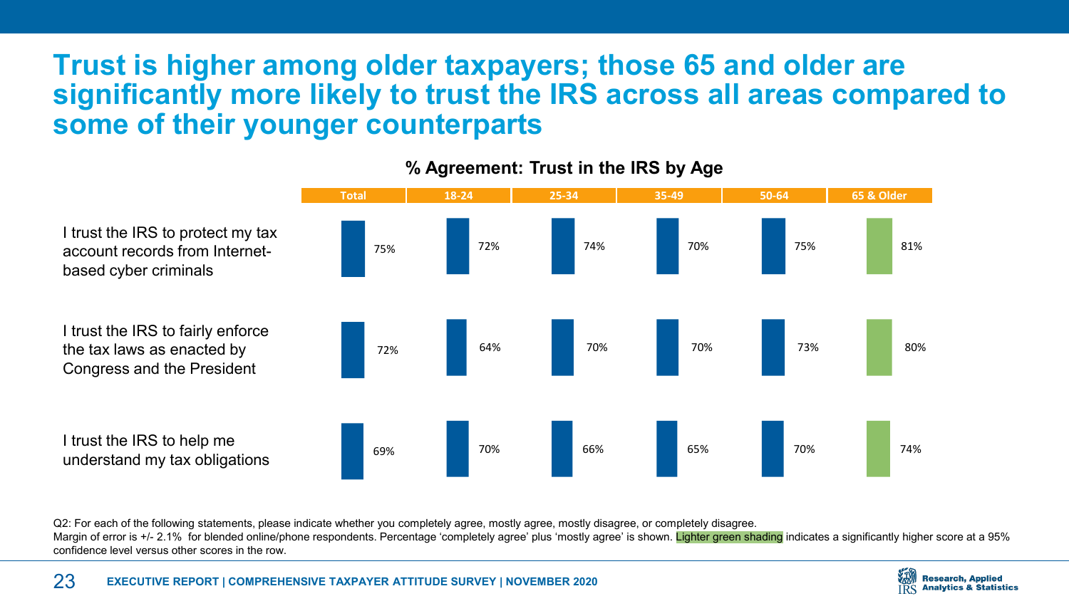# Trust is higher among older taxpayers; those 65 and older are significantly more likely to trust the IRS across all areas compared to some of their younger counterparts

## % Agreement: Trust in the IRS by Age

| | Total | 18-24 | 25-34 | 35-49 | 50-64 | 65 & Older |
|---|---|---|---|---|---|---|
| I trust the IRS to protect my tax account records from Internet-based cyber criminals | 75% | 72% | 74% | 70% | 75% | 81% |
| I trust the IRS to fairly enforce the tax laws as enacted by Congress and the President | 72% | 64% | 70% | 70% | 73% | 80% |
| I trust the IRS to help me understand my tax obligations | 69% | 70% | 66% | 65% | 70% | 74% |

Q2: For each of the following statements, please indicate whether you completely agree, mostly agree, mostly disagree, or completely disagree.
Margin of error is +/- 2.1% for blended online/phone respondents. Percentage 'completely agree' plus 'mostly agree' is shown. Lighter green shading indicates a significantly higher score at a 95% confidence level versus other scores in the row.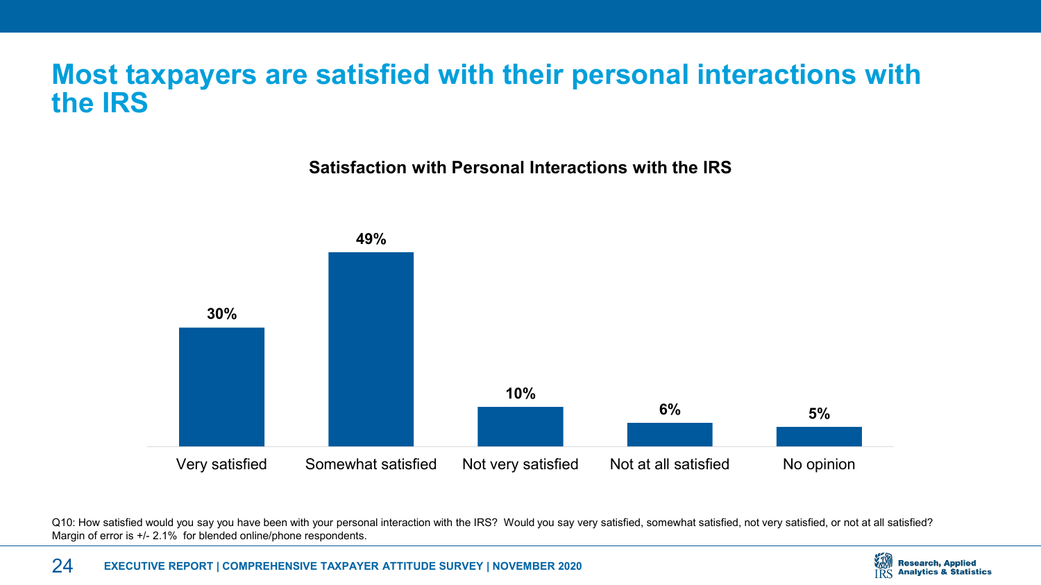# Most taxpayers are satisfied with their personal interactions with the IRS

**Satisfaction with Personal Interactions with the IRS**

| Response | Percent |
| --- | --- |
| Very satisfied | 30% |
| Somewhat satisfied | 49% |
| Not very satisfied | 10% |
| Not at all satisfied | 6% |
| No opinion | 5% |

Q10: How satisfied would you say you have been with your personal interaction with the IRS? Would you say very satisfied, somewhat satisfied, not very satisfied, or not at all satisfied?
Margin of error is +/- 2.1% for blended online/phone respondents.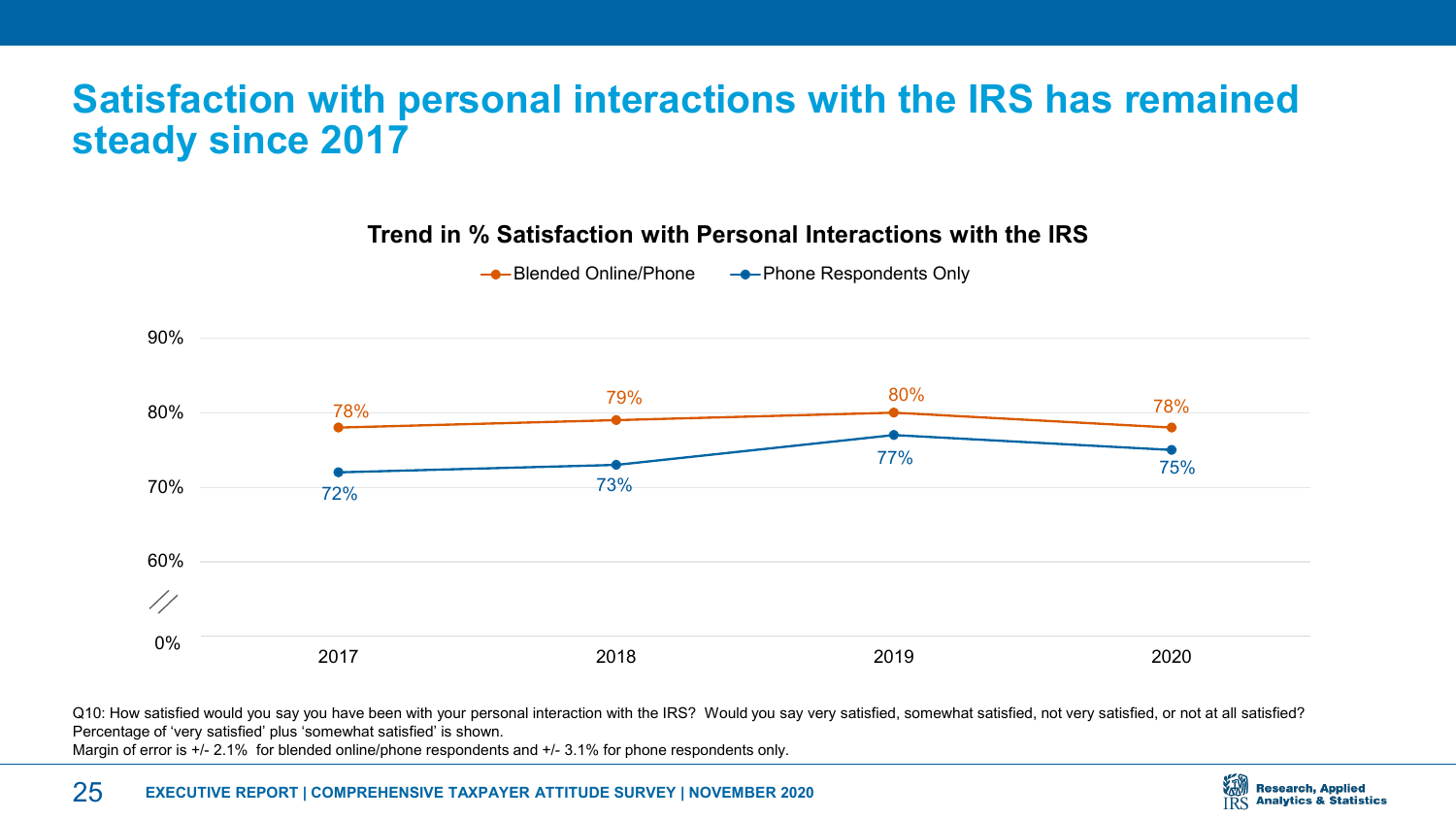# Satisfaction with personal interactions with the IRS has remained steady since 2017

**Trend in % Satisfaction with Personal Interactions with the IRS**

| | 2017 | 2018 | 2019 | 2020 |
|---|---|---|---|---|
| Blended Online/Phone | 78% | 79% | 80% | 78% |
| Phone Respondents Only | 72% | 73% | 77% | 75% |

Q10: How satisfied would you say you have been with your personal interaction with the IRS? Would you say very satisfied, somewhat satisfied, not very satisfied, or not at all satisfied? Percentage of 'very satisfied' plus 'somewhat satisfied' is shown.
Margin of error is +/- 2.1% for blended online/phone respondents and +/- 3.1% for phone respondents only.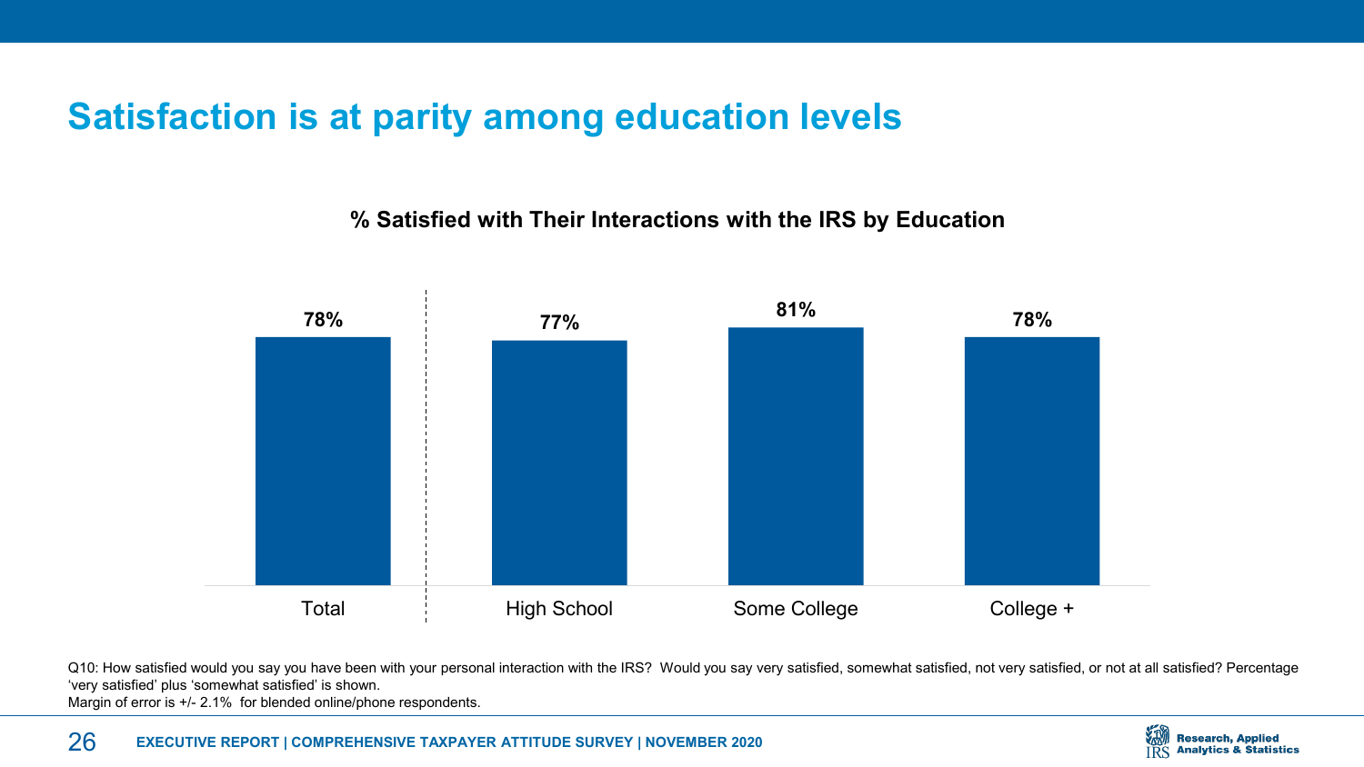# Satisfaction is at parity among education levels

**% Satisfied with Their Interactions with the IRS by Education**

| Total | High School | Some College | College + |
|---|---|---|---|
| 78% | 77% | 81% | 78% |

Q10: How satisfied would you say you have been with your personal interaction with the IRS? Would you say very satisfied, somewhat satisfied, not very satisfied, or not at all satisfied? Percentage 'very satisfied' plus 'somewhat satisfied' is shown.
Margin of error is +/- 2.1% for blended online/phone respondents.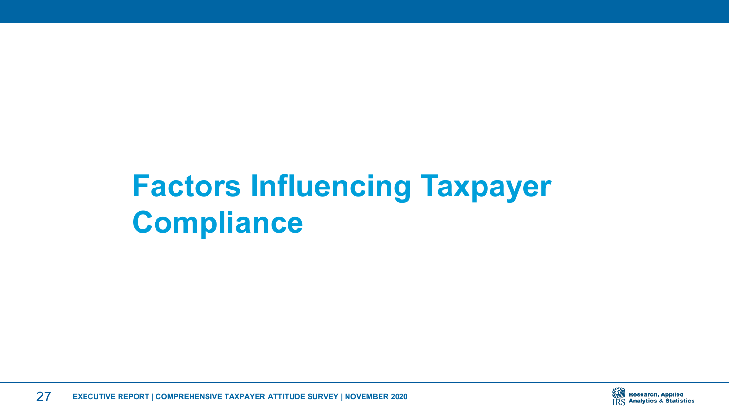# Factors Influencing Taxpayer Compliance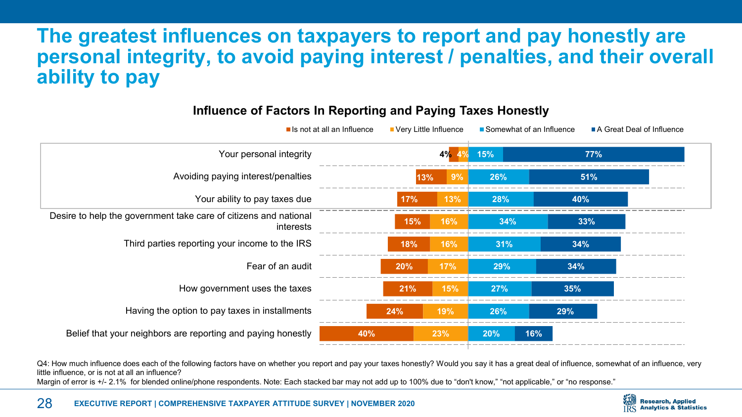# The greatest influences on taxpayers to report and pay honestly are personal integrity, to avoid paying interest / penalties, and their overall ability to pay

## Influence of Factors In Reporting and Paying Taxes Honestly

| Factor | Is not at all an Influence | Very Little Influence | Somewhat of an Influence | A Great Deal of Influence |
|---|---|---|---|---|
| Your personal integrity | 4% | 4% | 15% | 77% |
| Avoiding paying interest/penalties | 13% | 9% | 26% | 51% |
| Your ability to pay taxes due | 17% | 13% | 28% | 40% |
| Desire to help the government take care of citizens and national interests | 15% | 16% | 34% | 33% |
| Third parties reporting your income to the IRS | 18% | 16% | 31% | 34% |
| Fear of an audit | 20% | 17% | 29% | 34% |
| How government uses the taxes | 21% | 15% | 27% | 35% |
| Having the option to pay taxes in installments | 24% | 19% | 26% | 29% |
| Belief that your neighbors are reporting and paying honestly | 40% | 23% | 20% | 16% |

Q4: How much influence does each of the following factors have on whether you report and pay your taxes honestly? Would you say it has a great deal of influence, somewhat of an influence, very little influence, or is not at all an influence?

Margin of error is +/- 2.1% for blended online/phone respondents. Note: Each stacked bar may not add up to 100% due to "don't know," "not applicable," or "no response."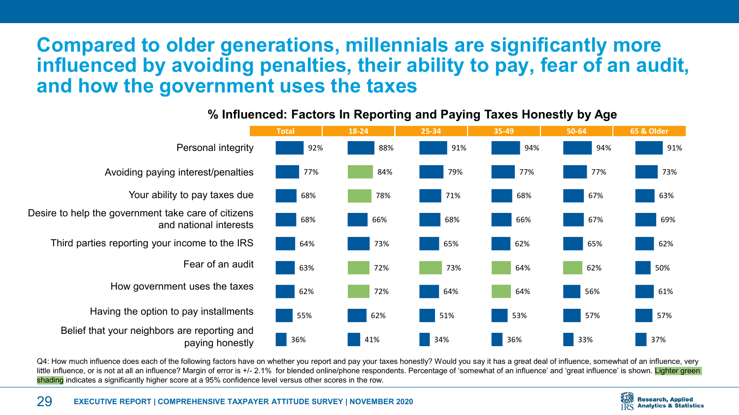# Compared to older generations, millennials are significantly more influenced by avoiding penalties, their ability to pay, fear of an audit, and how the government uses the taxes

**% Influenced: Factors In Reporting and Paying Taxes Honestly by Age**

| | Total | 18-24 | 25-34 | 35-49 | 50-64 | 65 & Older |
|---|---|---|---|---|---|---|
| Personal integrity | 92% | 88% | 91% | 94% | 94% | 91% |
| Avoiding paying interest/penalties | 77% | 84%* | 79% | 77% | 77% | 73% |
| Your ability to pay taxes due | 68% | 78%* | 71% | 68% | 67% | 63% |
| Desire to help the government take care of citizens and national interests | 68% | 66% | 68% | 66% | 67% | 69% |
| Third parties reporting your income to the IRS | 64% | 73% | 65% | 62% | 65% | 62% |
| Fear of an audit | 63% | 72%* | 73%* | 64%* | 62%* | 50% |
| How government uses the taxes | 62% | 72%* | 64% | 64%* | 56% | 61% |
| Having the option to pay installments | 55% | 62% | 51% | 53% | 57% | 57% |
| Belief that your neighbors are reporting and paying honestly | 36% | 41% | 34% | 36% | 33% | 37% |

\* Lighter green shading in the original chart.

Q4: How much influence does each of the following factors have on whether you report and pay your taxes honestly? Would you say it has a great deal of influence, somewhat of an influence, very little influence, or is not at all an influence? Margin of error is +/- 2.1% for blended online/phone respondents. Percentage of 'somewhat of an influence' and 'great influence' is shown. Lighter green shading indicates a significantly higher score at a 95% confidence level versus other scores in the row.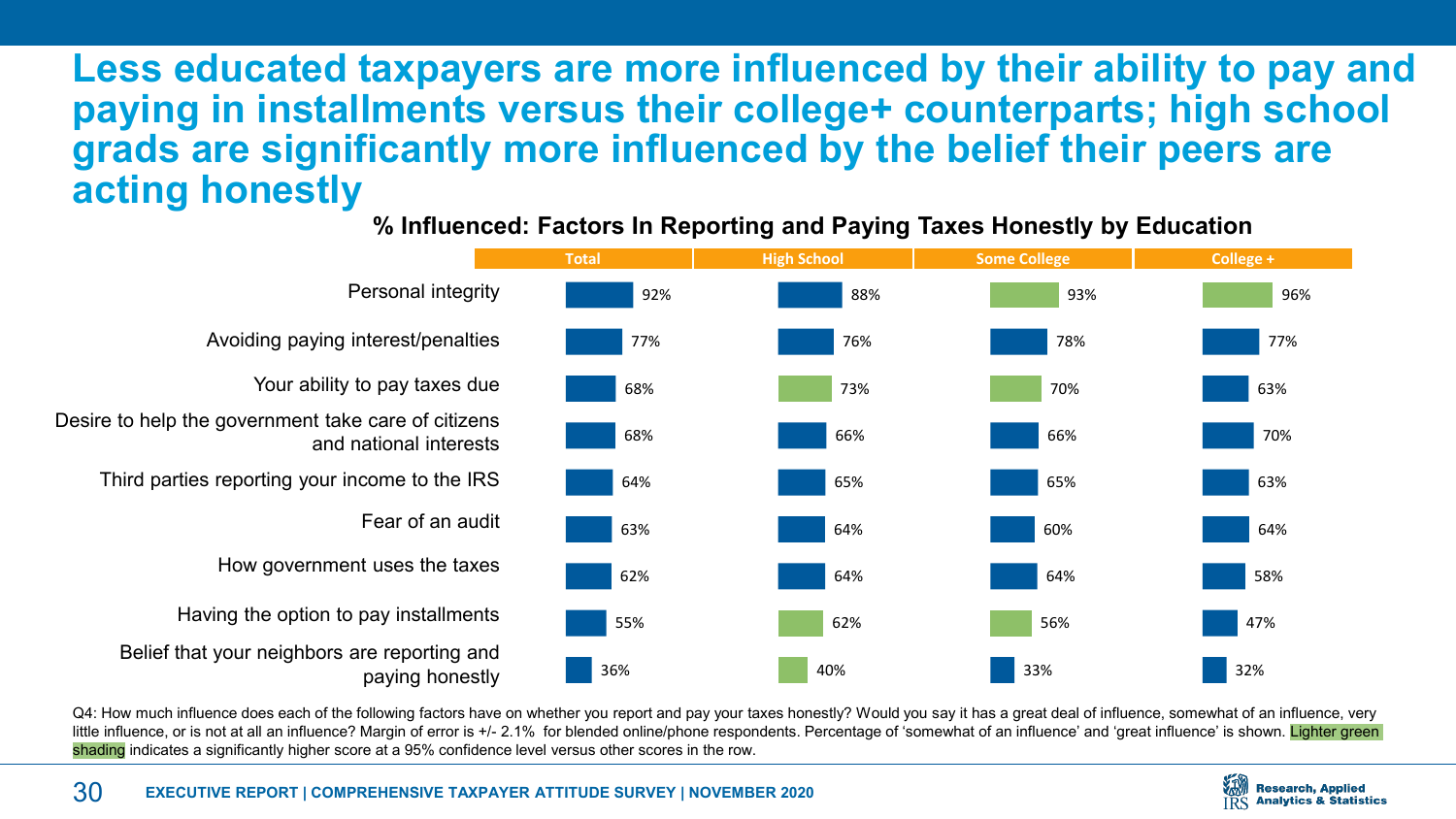# Less educated taxpayers are more influenced by their ability to pay and paying in installments versus their college+ counterparts; high school grads are significantly more influenced by the belief their peers are acting honestly

**% Influenced: Factors In Reporting and Paying Taxes Honestly by Education**

| | Total | High School | Some College | College + |
|---|---|---|---|---|
| Personal integrity | 92% | 88% | 93% | 96% |
| Avoiding paying interest/penalties | 77% | 76% | 78% | 77% |
| Your ability to pay taxes due | 68% | 73% | 70% | 63% |
| Desire to help the government take care of citizens and national interests | 68% | 66% | 66% | 70% |
| Third parties reporting your income to the IRS | 64% | 65% | 65% | 63% |
| Fear of an audit | 63% | 64% | 60% | 64% |
| How government uses the taxes | 62% | 64% | 64% | 58% |
| Having the option to pay installments | 55% | 62% | 56% | 47% |
| Belief that your neighbors are reporting and paying honestly | 36% | 40% | 33% | 32% |

Q4: How much influence does each of the following factors have on whether you report and pay your taxes honestly? Would you say it has a great deal of influence, somewhat of an influence, very little influence, or is not at all an influence? Margin of error is +/- 2.1% for blended online/phone respondents. Percentage of 'somewhat of an influence' and 'great influence' is shown. Lighter green shading indicates a significantly higher score at a 95% confidence level versus other scores in the row.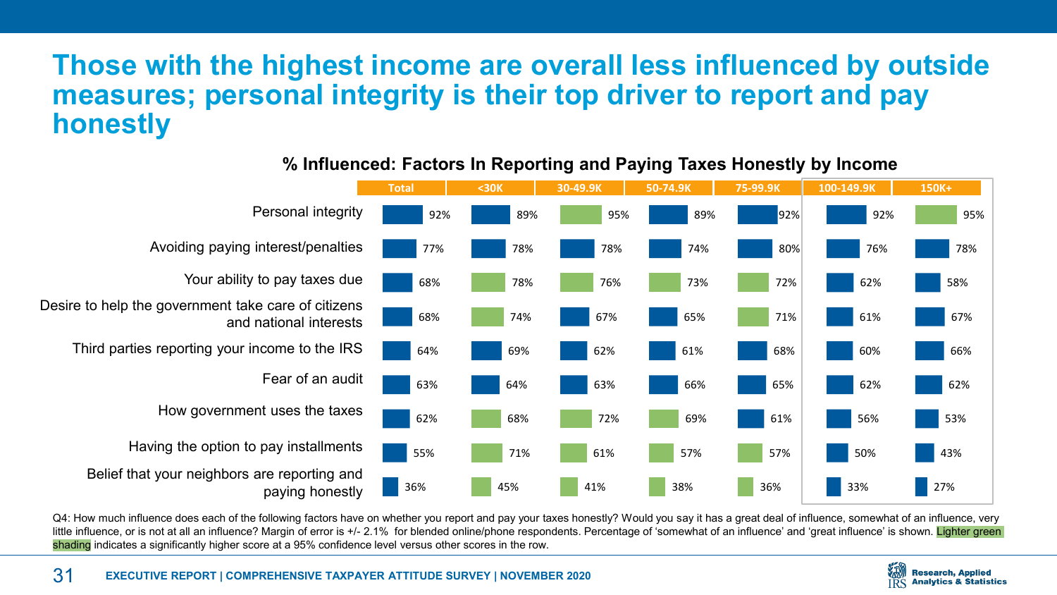# Those with the highest income are overall less influenced by outside measures; personal integrity is their top driver to report and pay honestly

**% Influenced: Factors In Reporting and Paying Taxes Honestly by Income**

| | Total | <30K | 30-49.9K | 50-74.9K | 75-99.9K | 100-149.9K | 150K+ |
|---|---|---|---|---|---|---|---|
| Personal integrity | 92% | 89% | 95% | 89% | 92% | 92% | 95% |
| Avoiding paying interest/penalties | 77% | 78% | 78% | 74% | 80% | 76% | 78% |
| Your ability to pay taxes due | 68% | 78% | 76% | 73% | 72% | 62% | 58% |
| Desire to help the government take care of citizens and national interests | 68% | 74% | 67% | 65% | 71% | 61% | 67% |
| Third parties reporting your income to the IRS | 64% | 69% | 62% | 61% | 68% | 60% | 66% |
| Fear of an audit | 63% | 64% | 63% | 66% | 65% | 62% | 62% |
| How government uses the taxes | 62% | 68% | 72% | 69% | 61% | 56% | 53% |
| Having the option to pay installments | 55% | 71% | 61% | 57% | 57% | 50% | 43% |
| Belief that your neighbors are reporting and paying honestly | 36% | 45% | 41% | 38% | 36% | 33% | 27% |

Q4: How much influence does each of the following factors have on whether you report and pay your taxes honestly? Would you say it has a great deal of influence, somewhat of an influence, very little influence, or is not at all an influence? Margin of error is +/- 2.1% for blended online/phone respondents. Percentage of 'somewhat of an influence' and 'great influence' is shown. Lighter green shading indicates a significantly higher score at a 95% confidence level versus other scores in the row.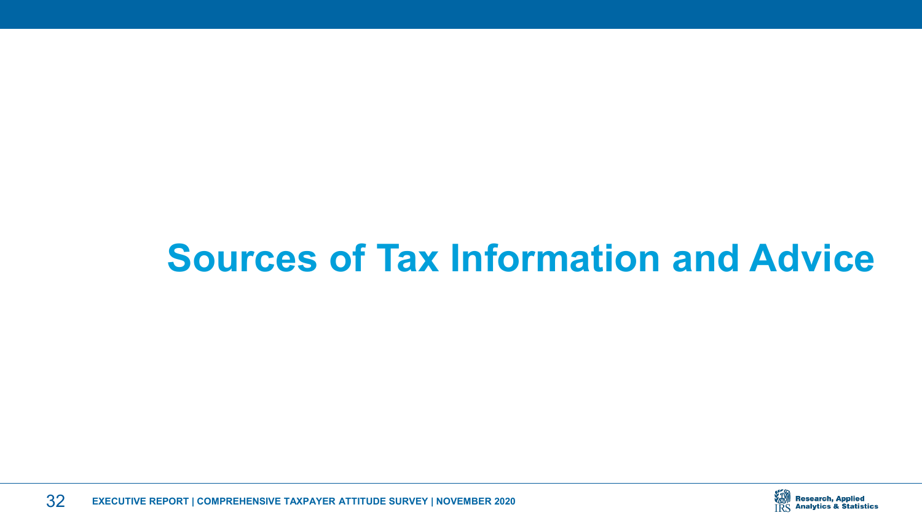# Sources of Tax Information and Advice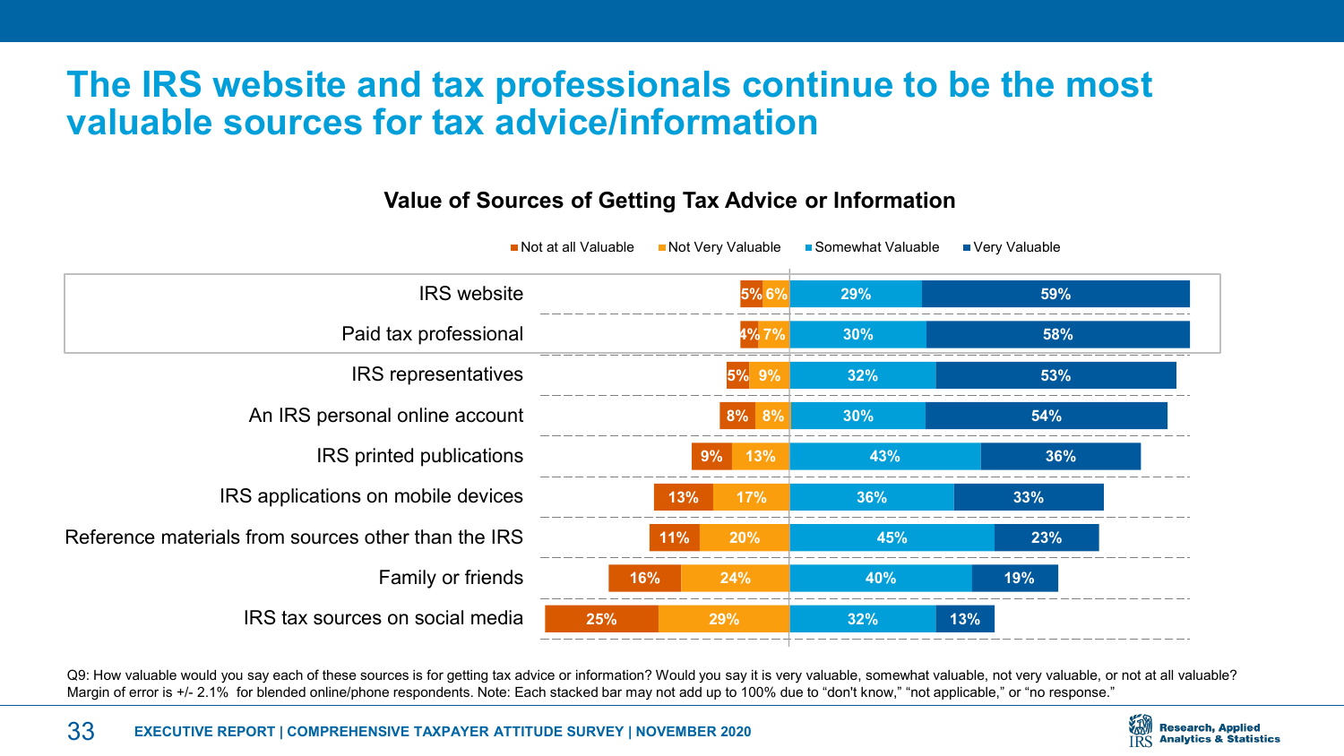# The IRS website and tax professionals continue to be the most valuable sources for tax advice/information

## Value of Sources of Getting Tax Advice or Information

| Source | Not at all Valuable | Not Very Valuable | Somewhat Valuable | Very Valuable |
|---|---|---|---|---|
| IRS website | 5% | 6% | 29% | 59% |
| Paid tax professional | 4% | 7% | 30% | 58% |
| IRS representatives | 5% | 9% | 32% | 53% |
| An IRS personal online account | 8% | 8% | 30% | 54% |
| IRS printed publications | 9% | 13% | 43% | 36% |
| IRS applications on mobile devices | 13% | 17% | 36% | 33% |
| Reference materials from sources other than the IRS | 11% | 20% | 45% | 23% |
| Family or friends | 16% | 24% | 40% | 19% |
| IRS tax sources on social media | 25% | 29% | 32% | 13% |

Q9: How valuable would you say each of these sources is for getting tax advice or information? Would you say it is very valuable, somewhat valuable, not very valuable, or not at all valuable? Margin of error is +/- 2.1% for blended online/phone respondents. Note: Each stacked bar may not add up to 100% due to "don't know," "not applicable," or "no response."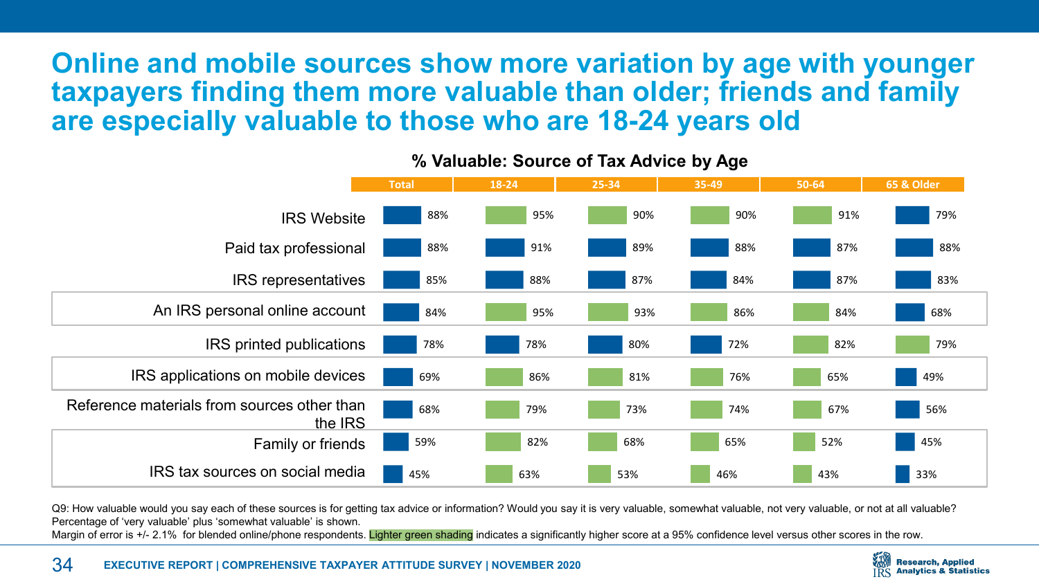# Online and mobile sources show more variation by age with younger taxpayers finding them more valuable than older; friends and family are especially valuable to those who are 18-24 years old

**% Valuable: Source of Tax Advice by Age**

| | Total | 18-24 | 25-34 | 35-49 | 50-64 | 65 & Older |
|---|---|---|---|---|---|---|
| IRS Website | 88% | 95% | 90% | 90% | 91% | 79% |
| Paid tax professional | 88% | 91% | 89% | 88% | 87% | 88% |
| IRS representatives | 85% | 88% | 87% | 84% | 87% | 83% |
| An IRS personal online account | 84% | 95% | 93% | 86% | 84% | 68% |
| IRS printed publications | 78% | 78% | 80% | 72% | 82% | 79% |
| IRS applications on mobile devices | 69% | 86% | 81% | 76% | 65% | 49% |
| Reference materials from sources other than the IRS | 68% | 79% | 73% | 74% | 67% | 56% |
| Family or friends | 59% | 82% | 68% | 65% | 52% | 45% |
| IRS tax sources on social media | 45% | 63% | 53% | 46% | 43% | 33% |

Q9: How valuable would you say each of these sources is for getting tax advice or information? Would you say it is very valuable, somewhat valuable, not very valuable, or not at all valuable? Percentage of 'very valuable' plus 'somewhat valuable' is shown.

Margin of error is +/- 2.1% for blended online/phone respondents. Lighter green shading indicates a significantly higher score at a 95% confidence level versus other scores in the row.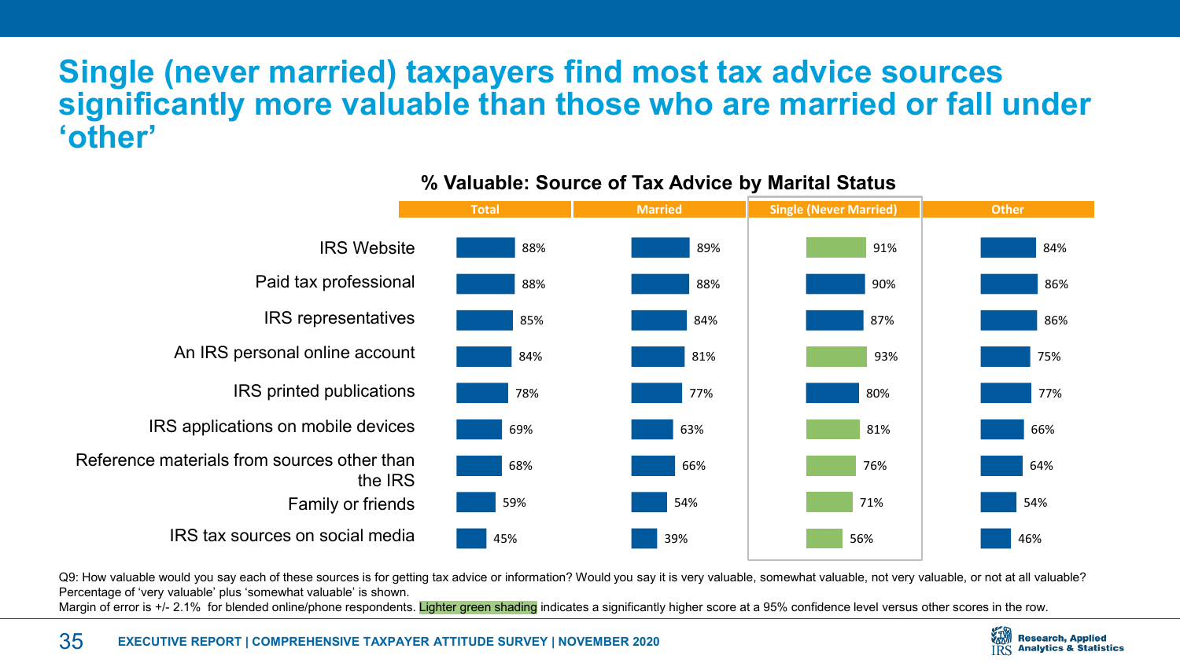# Single (never married) taxpayers find most tax advice sources significantly more valuable than those who are married or fall under 'other'

**% Valuable: Source of Tax Advice by Marital Status**

| | Total | Married | Single (Never Married) | Other |
|---|---|---|---|---|
| IRS Website | 88% | 89% | 91% | 84% |
| Paid tax professional | 88% | 88% | 90% | 86% |
| IRS representatives | 85% | 84% | 87% | 86% |
| An IRS personal online account | 84% | 81% | 93% | 75% |
| IRS printed publications | 78% | 77% | 80% | 77% |
| IRS applications on mobile devices | 69% | 63% | 81% | 66% |
| Reference materials from sources other than the IRS | 68% | 66% | 76% | 64% |
| Family or friends | 59% | 54% | 71% | 54% |
| IRS tax sources on social media | 45% | 39% | 56% | 46% |

Q9: How valuable would you say each of these sources is for getting tax advice or information? Would you say it is very valuable, somewhat valuable, not very valuable, or not at all valuable? Percentage of 'very valuable' plus 'somewhat valuable' is shown.

Margin of error is +/- 2.1% for blended online/phone respondents. Lighter green shading indicates a significantly higher score at a 95% confidence level versus other scores in the row.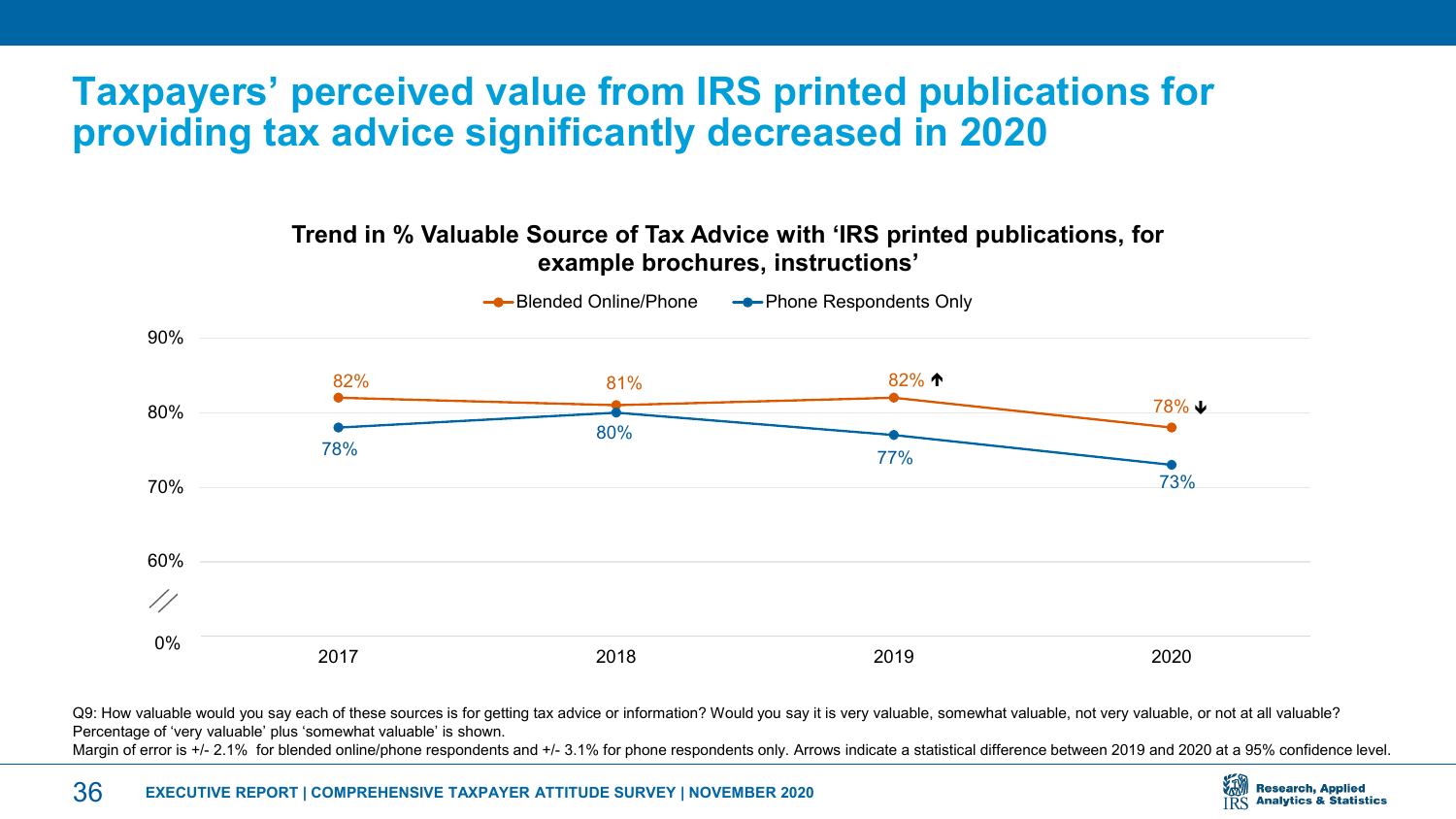# Taxpayers' perceived value from IRS printed publications for providing tax advice significantly decreased in 2020

**Trend in % Valuable Source of Tax Advice with 'IRS printed publications, for example brochures, instructions'**

| | 2017 | 2018 | 2019 | 2020 |
|---|---|---|---|---|
| Blended Online/Phone | 82% | 81% | 82% ↑ | 78% ↓ |
| Phone Respondents Only | 78% | 80% | 77% | 73% |

Q9: How valuable would you say each of these sources is for getting tax advice or information? Would you say it is very valuable, somewhat valuable, not very valuable, or not at all valuable? Percentage of 'very valuable' plus 'somewhat valuable' is shown.

Margin of error is +/- 2.1% for blended online/phone respondents and +/- 3.1% for phone respondents only. Arrows indicate a statistical difference between 2019 and 2020 at a 95% confidence level.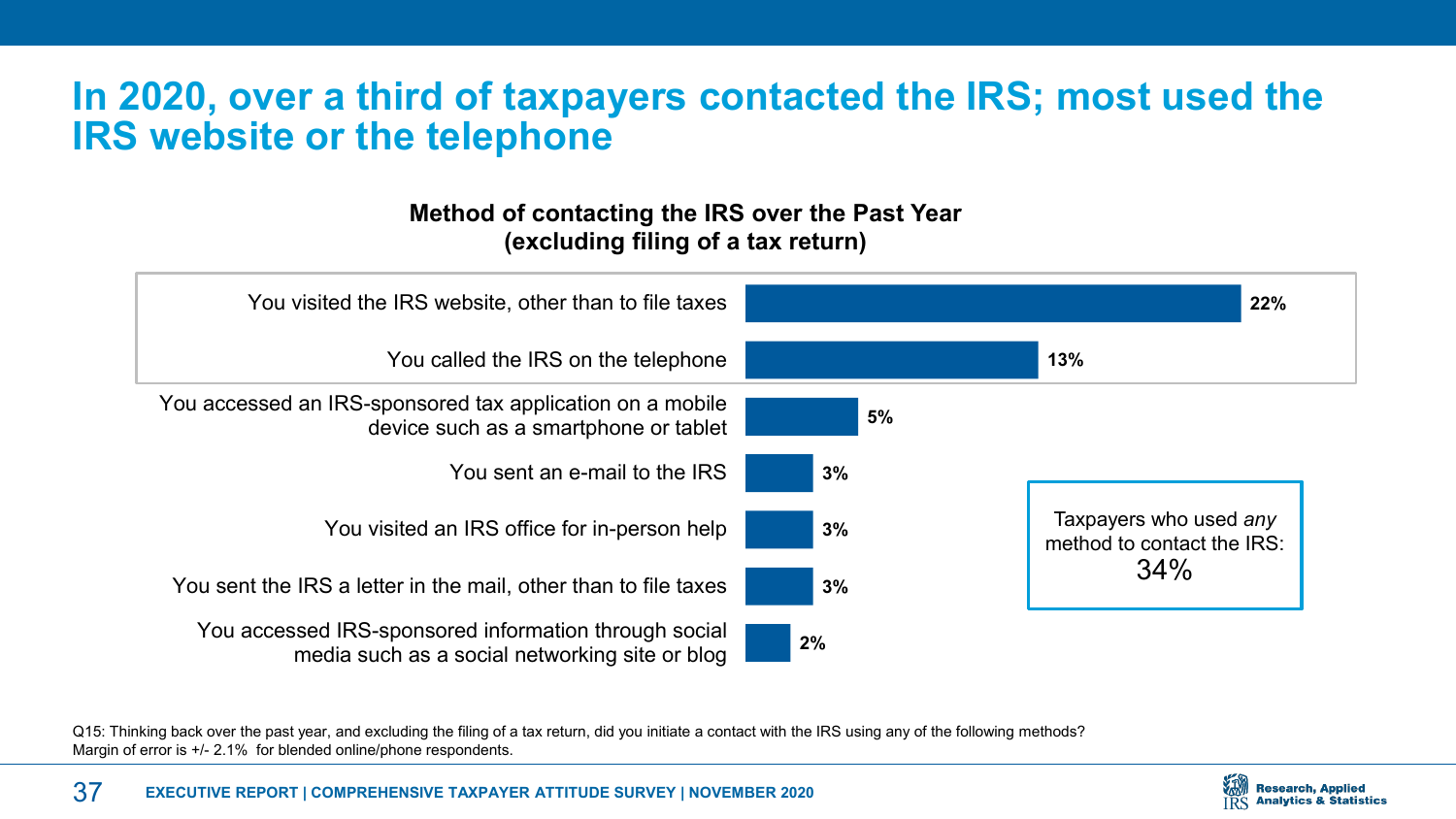# In 2020, over a third of taxpayers contacted the IRS; most used the IRS website or the telephone

**Method of contacting the IRS over the Past Year (excluding filing of a tax return)**

| Method | Percent |
|---|---|
| You visited the IRS website, other than to file taxes | 22% |
| You called the IRS on the telephone | 13% |
| You accessed an IRS-sponsored tax application on a mobile device such as a smartphone or tablet | 5% |
| You sent an e-mail to the IRS | 3% |
| You visited an IRS office for in-person help | 3% |
| You sent the IRS a letter in the mail, other than to file taxes | 3% |
| You accessed IRS-sponsored information through social media such as a social networking site or blog | 2% |

Taxpayers who used *any* method to contact the IRS: 34%

Q15: Thinking back over the past year, and excluding the filing of a tax return, did you initiate a contact with the IRS using any of the following methods?
Margin of error is +/- 2.1% for blended online/phone respondents.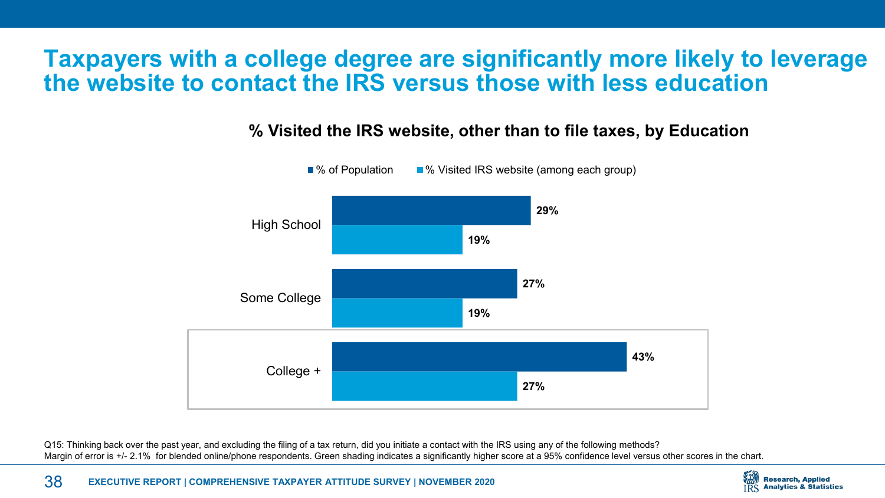# Taxpayers with a college degree are significantly more likely to leverage the website to contact the IRS versus those with less education

**% Visited the IRS website, other than to file taxes, by Education**

| Education | % of Population | % Visited IRS website (among each group) |
| --- | --- | --- |
| High School | 29% | 19% |
| Some College | 27% | 19% |
| College + | 43% | 27% |

Q15: Thinking back over the past year, and excluding the filing of a tax return, did you initiate a contact with the IRS using any of the following methods?
Margin of error is +/- 2.1% for blended online/phone respondents. Green shading indicates a significantly higher score at a 95% confidence level versus other scores in the chart.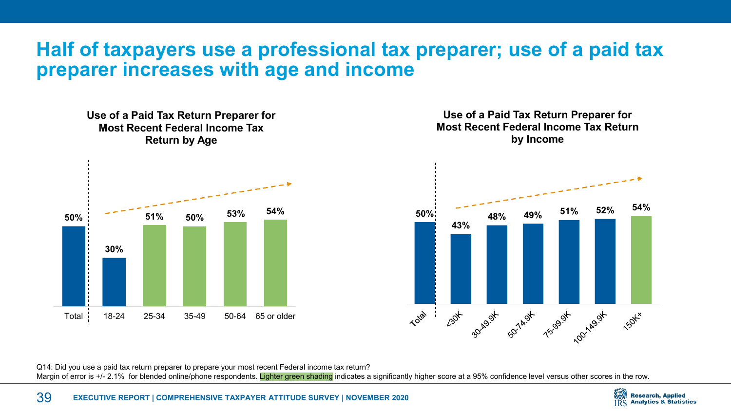# Half of taxpayers use a professional tax preparer; use of a paid tax preparer increases with age and income

**Use of a Paid Tax Return Preparer for Most Recent Federal Income Tax Return by Age**

| Total | 18-24 | 25-34 | 35-49 | 50-64 | 65 or older |
|---|---|---|---|---|---|
| 50% | 30% | 51% | 50% | 53% | 54% |

**Use of a Paid Tax Return Preparer for Most Recent Federal Income Tax Return by Income**

| Total | <30K | 30-49.9K | 50-74.9K | 75-99.9K | 100-149.9K | 150K+ |
|---|---|---|---|---|---|---|
| 50% | 43% | 48% | 49% | 51% | 52% | 54% |

Q14: Did you use a paid tax return preparer to prepare your most recent Federal income tax return?

Margin of error is +/- 2.1% for blended online/phone respondents. Lighter green shading indicates a significantly higher score at a 95% confidence level versus other scores in the row.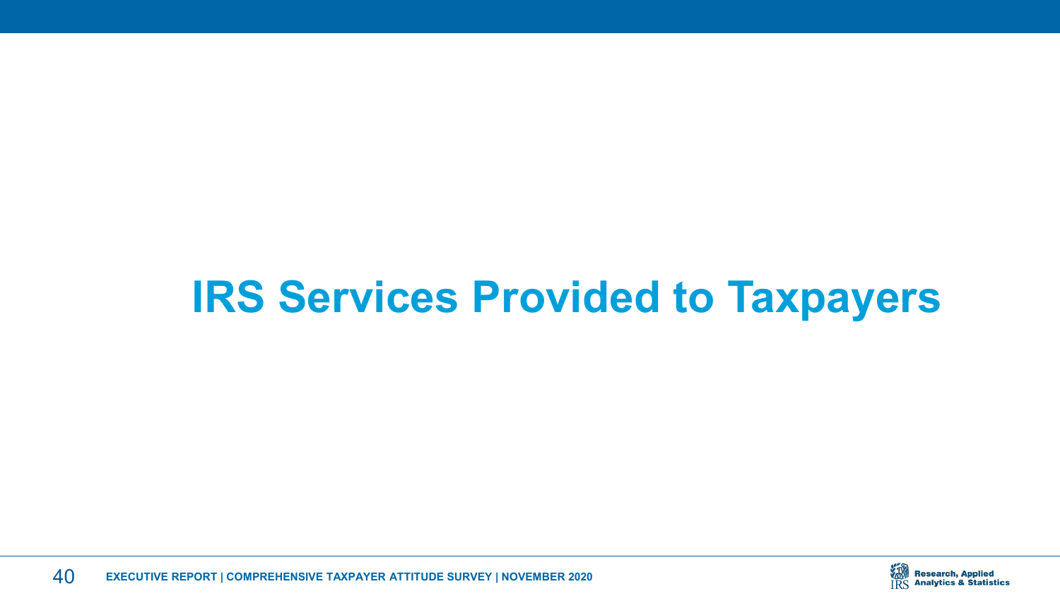# IRS Services Provided to Taxpayers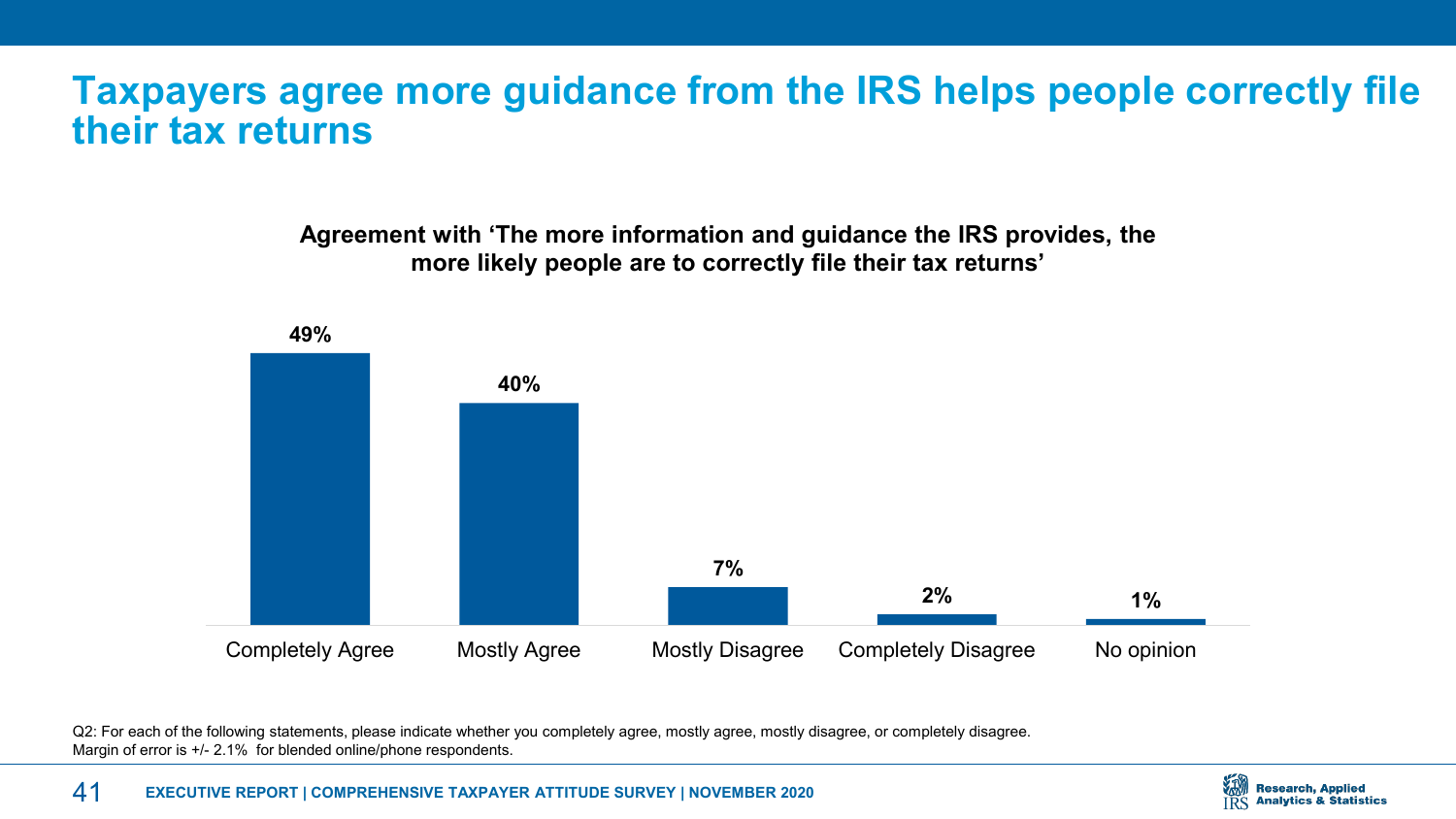# Taxpayers agree more guidance from the IRS helps people correctly file their tax returns

**Agreement with 'The more information and guidance the IRS provides, the more likely people are to correctly file their tax returns'**

| Response | Percent |
|---|---|
| Completely Agree | 49% |
| Mostly Agree | 40% |
| Mostly Disagree | 7% |
| Completely Disagree | 2% |
| No opinion | 1% |

Q2: For each of the following statements, please indicate whether you completely agree, mostly agree, mostly disagree, or completely disagree.
Margin of error is +/- 2.1% for blended online/phone respondents.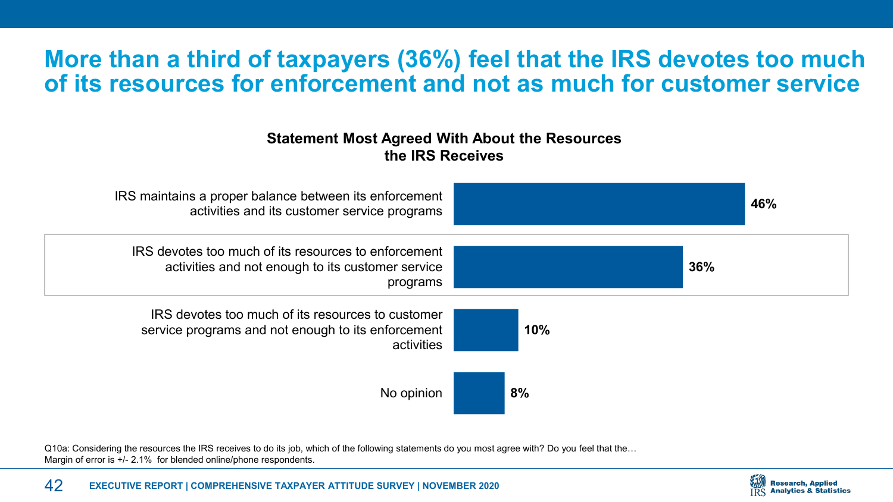# More than a third of taxpayers (36%) feel that the IRS devotes too much of its resources for enforcement and not as much for customer service

**Statement Most Agreed With About the Resources the IRS Receives**

| Statement | Percent |
|---|---|
| IRS maintains a proper balance between its enforcement activities and its customer service programs | 46% |
| IRS devotes too much of its resources to enforcement activities and not enough to its customer service programs | 36% |
| IRS devotes too much of its resources to customer service programs and not enough to its enforcement activities | 10% |
| No opinion | 8% |

Q10a: Considering the resources the IRS receives to do its job, which of the following statements do you most agree with? Do you feel that the…
Margin of error is +/- 2.1% for blended online/phone respondents.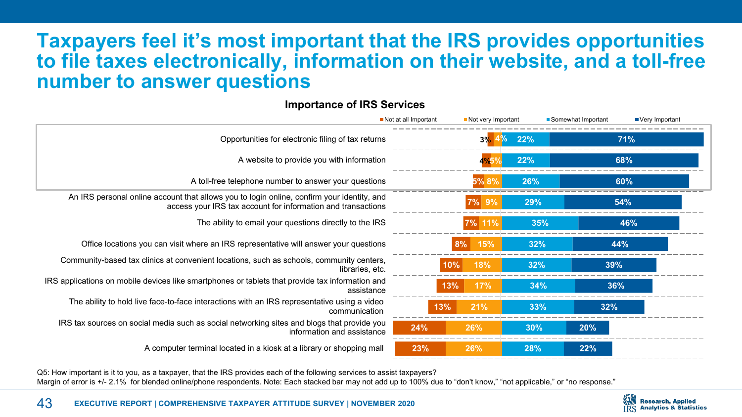# Taxpayers feel it's most important that the IRS provides opportunities to file taxes electronically, information on their website, and a toll-free number to answer questions

**Importance of IRS Services**

| Service | Not at all Important | Not very Important | Somewhat Important | Very Important |
|---|---|---|---|---|
| Opportunities for electronic filing of tax returns | 3% | 4% | 22% | 71% |
| A website to provide you with information | 4% | 5% | 22% | 68% |
| A toll-free telephone number to answer your questions | 5% | 8% | 26% | 60% |
| An IRS personal online account that allows you to login online, confirm your identity, and access your IRS tax account for information and transactions | 7% | 9% | 29% | 54% |
| The ability to email your questions directly to the IRS | 7% | 11% | 35% | 46% |
| Office locations you can visit where an IRS representative will answer your questions | 8% | 15% | 32% | 44% |
| Community-based tax clinics at convenient locations, such as schools, community centers, libraries, etc. | 10% | 18% | 32% | 39% |
| IRS applications on mobile devices like smartphones or tablets that provide tax information and assistance | 13% | 17% | 34% | 36% |
| The ability to hold live face-to-face interactions with an IRS representative using a video communication | 13% | 21% | 33% | 32% |
| IRS tax sources on social media such as social networking sites and blogs that provide you information and assistance | 24% | 26% | 30% | 20% |
| A computer terminal located in a kiosk at a library or shopping mall | 23% | 26% | 28% | 22% |

Q5: How important is it to you, as a taxpayer, that the IRS provides each of the following services to assist taxpayers?
Margin of error is +/- 2.1% for blended online/phone respondents. Note: Each stacked bar may not add up to 100% due to "don't know," "not applicable," or "no response."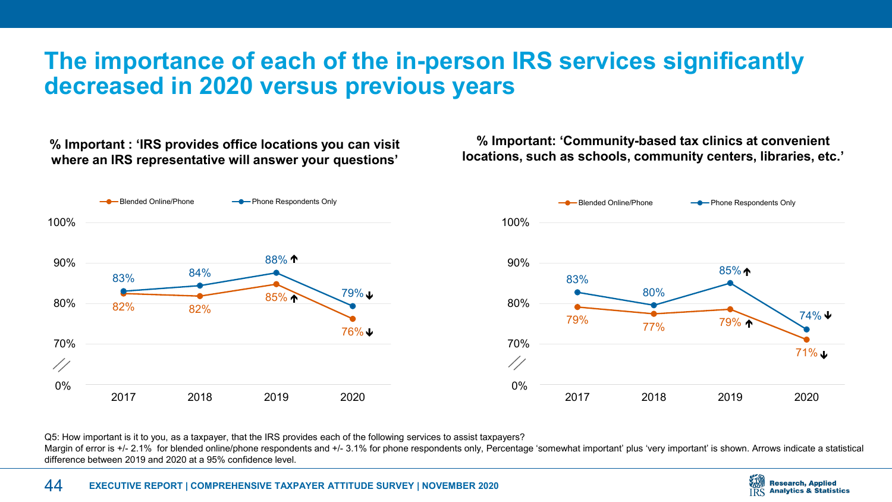# The importance of each of the in-person IRS services significantly decreased in 2020 versus previous years

**% Important : 'IRS provides office locations you can visit where an IRS representative will answer your questions'**

| | 2017 | 2018 | 2019 | 2020 |
|---|---|---|---|---|
| Blended Online/Phone | 82% | 82% | 85% ↑ | 76% ↓ |
| Phone Respondents Only | 83% | 84% | 88% ↑ | 79% ↓ |

**% Important: 'Community-based tax clinics at convenient locations, such as schools, community centers, libraries, etc.'**

| | 2017 | 2018 | 2019 | 2020 |
|---|---|---|---|---|
| Blended Online/Phone | 79% | 77% | 79% ↑ | 71% ↓ |
| Phone Respondents Only | 83% | 80% | 85% ↑ | 74% ↓ |

Q5: How important is it to you, as a taxpayer, that the IRS provides each of the following services to assist taxpayers?

Margin of error is +/- 2.1% for blended online/phone respondents and +/- 3.1% for phone respondents only, Percentage 'somewhat important' plus 'very important' is shown. Arrows indicate a statistical difference between 2019 and 2020 at a 95% confidence level.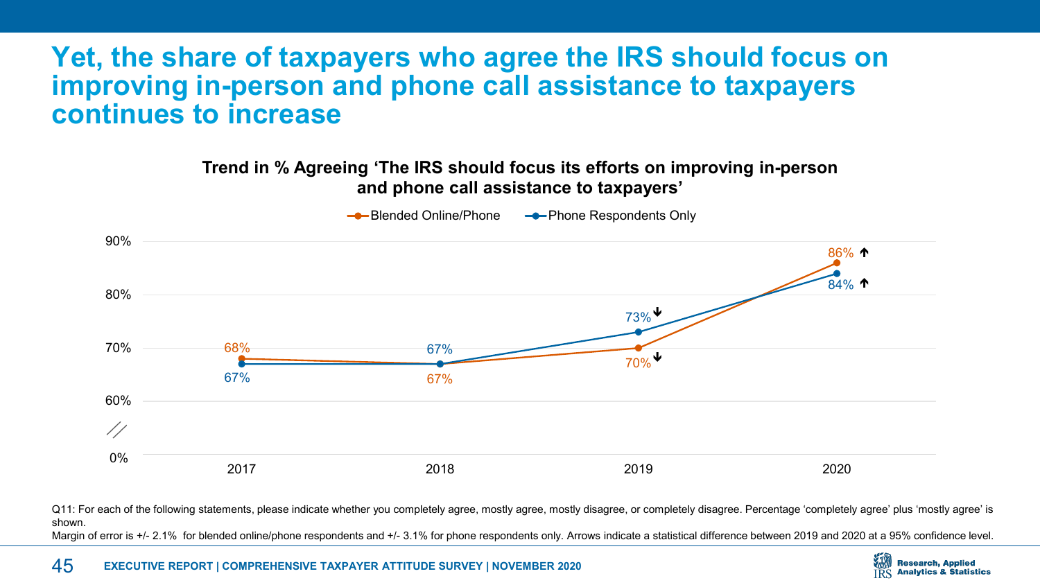# Yet, the share of taxpayers who agree the IRS should focus on improving in-person and phone call assistance to taxpayers continues to increase

**Trend in % Agreeing 'The IRS should focus its efforts on improving in-person and phone call assistance to taxpayers'**

Blended Online/Phone
Phone Respondents Only

90%
80%
70%
60%
0%

2017
2018
2019
2020

68%
67%
67%
67%
73%
70%
86%
84%

Q11: For each of the following statements, please indicate whether you completely agree, mostly agree, mostly disagree, or completely disagree. Percentage 'completely agree' plus 'mostly agree' is shown.

Margin of error is +/- 2.1% for blended online/phone respondents and +/- 3.1% for phone respondents only. Arrows indicate a statistical difference between 2019 and 2020 at a 95% confidence level.